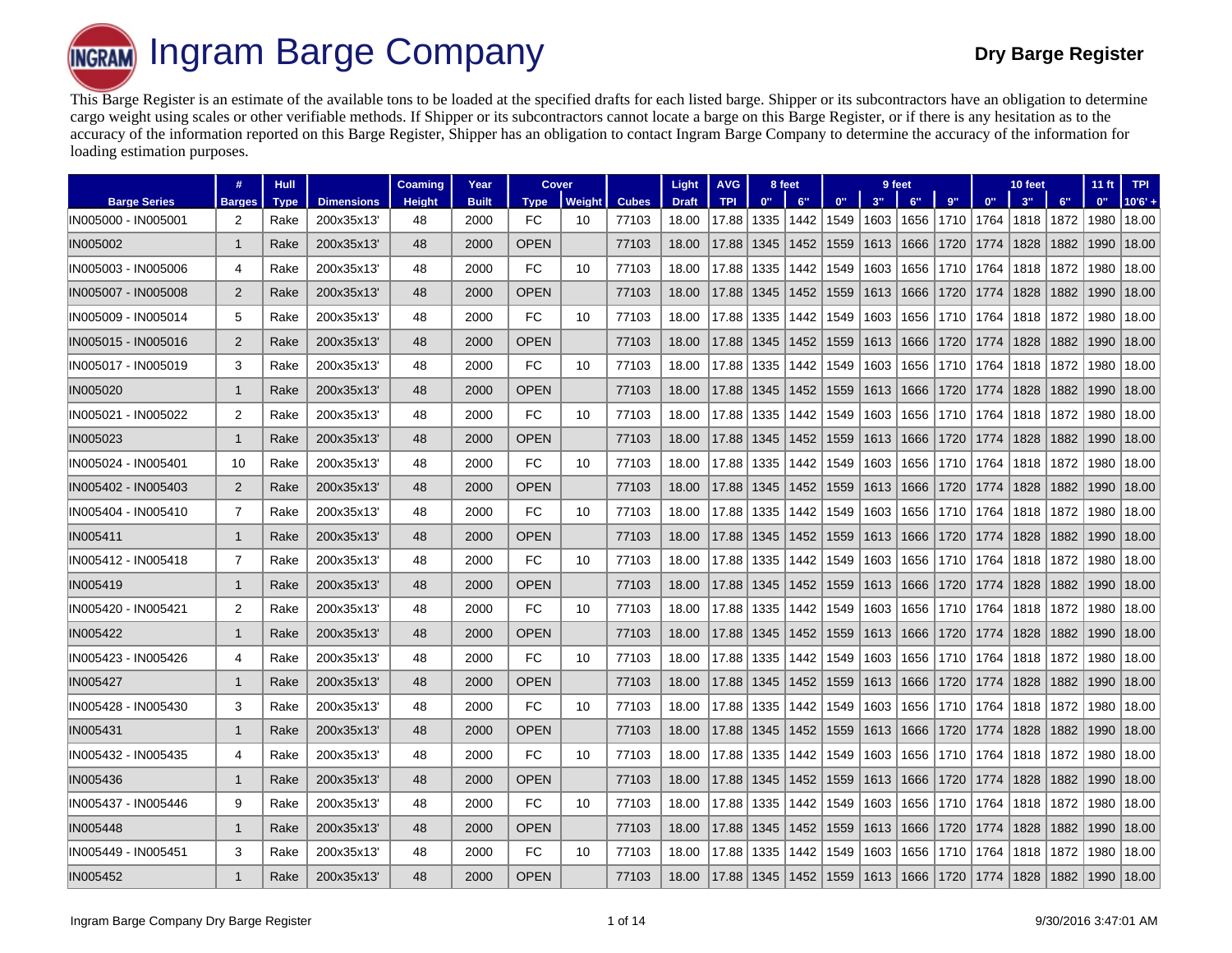# Ingram Barge Company

**Dry Barge Register**

This Barge Register is an estimate of the available tons to be loaded at the specified drafts for each listed barge. Shipper or its subcontractors have an obligation to determine cargo weight using scales or other verifiable methods. If Shipper or its subcontractors cannot locate a barge on this Barge Register, or if there is any hesitation as to the accuracy of the information reported on this Barge Register, Shipper has an obligation to contact Ingram Barge Company to determine the accuracy of the information for loading estimation purposes.

| | # | Hull | | Coaming | Year | Cover | | | Light | AVG | 8 feet | | 9 feet | | | | 10 feet | | | 11 ft | TPI |
|---|---|---|---|---|---|---|---|---|---|---|---|---|---|---|---|---|---|---|---|---|---|
| Barge Series | Barges | Type | Dimensions | Height | Built | Type | Weight | Cubes | Draft | TPI | 0" | 6" | 0" | 3" | 6" | 9" | 0" | 3" | 6" | 0" | 10'6' + |
| IN005000 - IN005001 | 2 | Rake | 200x35x13' | 48 | 2000 | FC | 10 | 77103 | 18.00 | 17.88 | 1335 | 1442 | 1549 | 1603 | 1656 | 1710 | 1764 | 1818 | 1872 | 1980 | 18.00 |
| IN005002 | 1 | Rake | 200x35x13' | 48 | 2000 | OPEN | | 77103 | 18.00 | 17.88 | 1345 | 1452 | 1559 | 1613 | 1666 | 1720 | 1774 | 1828 | 1882 | 1990 | 18.00 |
| IN005003 - IN005006 | 4 | Rake | 200x35x13' | 48 | 2000 | FC | 10 | 77103 | 18.00 | 17.88 | 1335 | 1442 | 1549 | 1603 | 1656 | 1710 | 1764 | 1818 | 1872 | 1980 | 18.00 |
| IN005007 - IN005008 | 2 | Rake | 200x35x13' | 48 | 2000 | OPEN | | 77103 | 18.00 | 17.88 | 1345 | 1452 | 1559 | 1613 | 1666 | 1720 | 1774 | 1828 | 1882 | 1990 | 18.00 |
| IN005009 - IN005014 | 5 | Rake | 200x35x13' | 48 | 2000 | FC | 10 | 77103 | 18.00 | 17.88 | 1335 | 1442 | 1549 | 1603 | 1656 | 1710 | 1764 | 1818 | 1872 | 1980 | 18.00 |
| IN005015 - IN005016 | 2 | Rake | 200x35x13' | 48 | 2000 | OPEN | | 77103 | 18.00 | 17.88 | 1345 | 1452 | 1559 | 1613 | 1666 | 1720 | 1774 | 1828 | 1882 | 1990 | 18.00 |
| IN005017 - IN005019 | 3 | Rake | 200x35x13' | 48 | 2000 | FC | 10 | 77103 | 18.00 | 17.88 | 1335 | 1442 | 1549 | 1603 | 1656 | 1710 | 1764 | 1818 | 1872 | 1980 | 18.00 |
| IN005020 | 1 | Rake | 200x35x13' | 48 | 2000 | OPEN | | 77103 | 18.00 | 17.88 | 1345 | 1452 | 1559 | 1613 | 1666 | 1720 | 1774 | 1828 | 1882 | 1990 | 18.00 |
| IN005021 - IN005022 | 2 | Rake | 200x35x13' | 48 | 2000 | FC | 10 | 77103 | 18.00 | 17.88 | 1335 | 1442 | 1549 | 1603 | 1656 | 1710 | 1764 | 1818 | 1872 | 1980 | 18.00 |
| IN005023 | 1 | Rake | 200x35x13' | 48 | 2000 | OPEN | | 77103 | 18.00 | 17.88 | 1345 | 1452 | 1559 | 1613 | 1666 | 1720 | 1774 | 1828 | 1882 | 1990 | 18.00 |
| IN005024 - IN005401 | 10 | Rake | 200x35x13' | 48 | 2000 | FC | 10 | 77103 | 18.00 | 17.88 | 1335 | 1442 | 1549 | 1603 | 1656 | 1710 | 1764 | 1818 | 1872 | 1980 | 18.00 |
| IN005402 - IN005403 | 2 | Rake | 200x35x13' | 48 | 2000 | OPEN | | 77103 | 18.00 | 17.88 | 1345 | 1452 | 1559 | 1613 | 1666 | 1720 | 1774 | 1828 | 1882 | 1990 | 18.00 |
| IN005404 - IN005410 | 7 | Rake | 200x35x13' | 48 | 2000 | FC | 10 | 77103 | 18.00 | 17.88 | 1335 | 1442 | 1549 | 1603 | 1656 | 1710 | 1764 | 1818 | 1872 | 1980 | 18.00 |
| IN005411 | 1 | Rake | 200x35x13' | 48 | 2000 | OPEN | | 77103 | 18.00 | 17.88 | 1345 | 1452 | 1559 | 1613 | 1666 | 1720 | 1774 | 1828 | 1882 | 1990 | 18.00 |
| IN005412 - IN005418 | 7 | Rake | 200x35x13' | 48 | 2000 | FC | 10 | 77103 | 18.00 | 17.88 | 1335 | 1442 | 1549 | 1603 | 1656 | 1710 | 1764 | 1818 | 1872 | 1980 | 18.00 |
| IN005419 | 1 | Rake | 200x35x13' | 48 | 2000 | OPEN | | 77103 | 18.00 | 17.88 | 1345 | 1452 | 1559 | 1613 | 1666 | 1720 | 1774 | 1828 | 1882 | 1990 | 18.00 |
| IN005420 - IN005421 | 2 | Rake | 200x35x13' | 48 | 2000 | FC | 10 | 77103 | 18.00 | 17.88 | 1335 | 1442 | 1549 | 1603 | 1656 | 1710 | 1764 | 1818 | 1872 | 1980 | 18.00 |
| IN005422 | 1 | Rake | 200x35x13' | 48 | 2000 | OPEN | | 77103 | 18.00 | 17.88 | 1345 | 1452 | 1559 | 1613 | 1666 | 1720 | 1774 | 1828 | 1882 | 1990 | 18.00 |
| IN005423 - IN005426 | 4 | Rake | 200x35x13' | 48 | 2000 | FC | 10 | 77103 | 18.00 | 17.88 | 1335 | 1442 | 1549 | 1603 | 1656 | 1710 | 1764 | 1818 | 1872 | 1980 | 18.00 |
| IN005427 | 1 | Rake | 200x35x13' | 48 | 2000 | OPEN | | 77103 | 18.00 | 17.88 | 1345 | 1452 | 1559 | 1613 | 1666 | 1720 | 1774 | 1828 | 1882 | 1990 | 18.00 |
| IN005428 - IN005430 | 3 | Rake | 200x35x13' | 48 | 2000 | FC | 10 | 77103 | 18.00 | 17.88 | 1335 | 1442 | 1549 | 1603 | 1656 | 1710 | 1764 | 1818 | 1872 | 1980 | 18.00 |
| IN005431 | 1 | Rake | 200x35x13' | 48 | 2000 | OPEN | | 77103 | 18.00 | 17.88 | 1345 | 1452 | 1559 | 1613 | 1666 | 1720 | 1774 | 1828 | 1882 | 1990 | 18.00 |
| IN005432 - IN005435 | 4 | Rake | 200x35x13' | 48 | 2000 | FC | 10 | 77103 | 18.00 | 17.88 | 1335 | 1442 | 1549 | 1603 | 1656 | 1710 | 1764 | 1818 | 1872 | 1980 | 18.00 |
| IN005436 | 1 | Rake | 200x35x13' | 48 | 2000 | OPEN | | 77103 | 18.00 | 17.88 | 1345 | 1452 | 1559 | 1613 | 1666 | 1720 | 1774 | 1828 | 1882 | 1990 | 18.00 |
| IN005437 - IN005446 | 9 | Rake | 200x35x13' | 48 | 2000 | FC | 10 | 77103 | 18.00 | 17.88 | 1335 | 1442 | 1549 | 1603 | 1656 | 1710 | 1764 | 1818 | 1872 | 1980 | 18.00 |
| IN005448 | 1 | Rake | 200x35x13' | 48 | 2000 | OPEN | | 77103 | 18.00 | 17.88 | 1345 | 1452 | 1559 | 1613 | 1666 | 1720 | 1774 | 1828 | 1882 | 1990 | 18.00 |
| IN005449 - IN005451 | 3 | Rake | 200x35x13' | 48 | 2000 | FC | 10 | 77103 | 18.00 | 17.88 | 1335 | 1442 | 1549 | 1603 | 1656 | 1710 | 1764 | 1818 | 1872 | 1980 | 18.00 |
| IN005452 | 1 | Rake | 200x35x13' | 48 | 2000 | OPEN | | 77103 | 18.00 | 17.88 | 1345 | 1452 | 1559 | 1613 | 1666 | 1720 | 1774 | 1828 | 1882 | 1990 | 18.00 |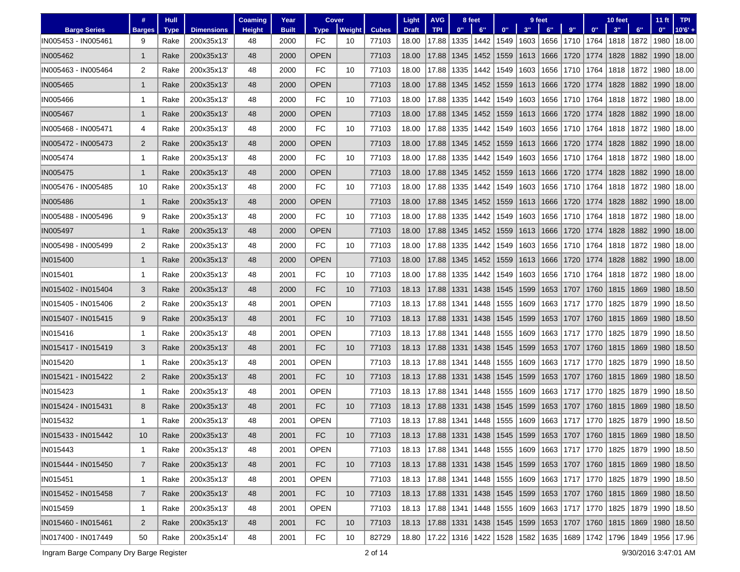| Barge Series | # Barges | Hull Type | Dimensions | Coaming Height | Year Built | Cover Type | Cover Weight | Cubes | Light Draft | AVG TPI | 8 feet 0" | 8 feet 6" | 9 feet 0" | 9 feet 3" | 9 feet 6" | 9 feet 9" | 10 feet 0" | 10 feet 3" | 10 feet 6" | 11 ft 0" | TPI 10'6' + |
|---|---|---|---|---|---|---|---|---|---|---|---|---|---|---|---|---|---|---|---|---|---|
| IN005453 - IN005461 | 9 | Rake | 200x35x13' | 48 | 2000 | FC | 10 | 77103 | 18.00 | 17.88 | 1335 | 1442 | 1549 | 1603 | 1656 | 1710 | 1764 | 1818 | 1872 | 1980 | 18.00 |
| IN005462 | 1 | Rake | 200x35x13' | 48 | 2000 | OPEN | | 77103 | 18.00 | 17.88 | 1345 | 1452 | 1559 | 1613 | 1666 | 1720 | 1774 | 1828 | 1882 | 1990 | 18.00 |
| IN005463 - IN005464 | 2 | Rake | 200x35x13' | 48 | 2000 | FC | 10 | 77103 | 18.00 | 17.88 | 1335 | 1442 | 1549 | 1603 | 1656 | 1710 | 1764 | 1818 | 1872 | 1980 | 18.00 |
| IN005465 | 1 | Rake | 200x35x13' | 48 | 2000 | OPEN | | 77103 | 18.00 | 17.88 | 1345 | 1452 | 1559 | 1613 | 1666 | 1720 | 1774 | 1828 | 1882 | 1990 | 18.00 |
| IN005466 | 1 | Rake | 200x35x13' | 48 | 2000 | FC | 10 | 77103 | 18.00 | 17.88 | 1335 | 1442 | 1549 | 1603 | 1656 | 1710 | 1764 | 1818 | 1872 | 1980 | 18.00 |
| IN005467 | 1 | Rake | 200x35x13' | 48 | 2000 | OPEN | | 77103 | 18.00 | 17.88 | 1345 | 1452 | 1559 | 1613 | 1666 | 1720 | 1774 | 1828 | 1882 | 1990 | 18.00 |
| IN005468 - IN005471 | 4 | Rake | 200x35x13' | 48 | 2000 | FC | 10 | 77103 | 18.00 | 17.88 | 1335 | 1442 | 1549 | 1603 | 1656 | 1710 | 1764 | 1818 | 1872 | 1980 | 18.00 |
| IN005472 - IN005473 | 2 | Rake | 200x35x13' | 48 | 2000 | OPEN | | 77103 | 18.00 | 17.88 | 1345 | 1452 | 1559 | 1613 | 1666 | 1720 | 1774 | 1828 | 1882 | 1990 | 18.00 |
| IN005474 | 1 | Rake | 200x35x13' | 48 | 2000 | FC | 10 | 77103 | 18.00 | 17.88 | 1335 | 1442 | 1549 | 1603 | 1656 | 1710 | 1764 | 1818 | 1872 | 1980 | 18.00 |
| IN005475 | 1 | Rake | 200x35x13' | 48 | 2000 | OPEN | | 77103 | 18.00 | 17.88 | 1345 | 1452 | 1559 | 1613 | 1666 | 1720 | 1774 | 1828 | 1882 | 1990 | 18.00 |
| IN005476 - IN005485 | 10 | Rake | 200x35x13' | 48 | 2000 | FC | 10 | 77103 | 18.00 | 17.88 | 1335 | 1442 | 1549 | 1603 | 1656 | 1710 | 1764 | 1818 | 1872 | 1980 | 18.00 |
| IN005486 | 1 | Rake | 200x35x13' | 48 | 2000 | OPEN | | 77103 | 18.00 | 17.88 | 1345 | 1452 | 1559 | 1613 | 1666 | 1720 | 1774 | 1828 | 1882 | 1990 | 18.00 |
| IN005488 - IN005496 | 9 | Rake | 200x35x13' | 48 | 2000 | FC | 10 | 77103 | 18.00 | 17.88 | 1335 | 1442 | 1549 | 1603 | 1656 | 1710 | 1764 | 1818 | 1872 | 1980 | 18.00 |
| IN005497 | 1 | Rake | 200x35x13' | 48 | 2000 | OPEN | | 77103 | 18.00 | 17.88 | 1345 | 1452 | 1559 | 1613 | 1666 | 1720 | 1774 | 1828 | 1882 | 1990 | 18.00 |
| IN005498 - IN005499 | 2 | Rake | 200x35x13' | 48 | 2000 | FC | 10 | 77103 | 18.00 | 17.88 | 1335 | 1442 | 1549 | 1603 | 1656 | 1710 | 1764 | 1818 | 1872 | 1980 | 18.00 |
| IN015400 | 1 | Rake | 200x35x13' | 48 | 2000 | OPEN | | 77103 | 18.00 | 17.88 | 1345 | 1452 | 1559 | 1613 | 1666 | 1720 | 1774 | 1828 | 1882 | 1990 | 18.00 |
| IN015401 | 1 | Rake | 200x35x13' | 48 | 2001 | FC | 10 | 77103 | 18.00 | 17.88 | 1335 | 1442 | 1549 | 1603 | 1656 | 1710 | 1764 | 1818 | 1872 | 1980 | 18.00 |
| IN015402 - IN015404 | 3 | Rake | 200x35x13' | 48 | 2000 | FC | 10 | 77103 | 18.13 | 17.88 | 1331 | 1438 | 1545 | 1599 | 1653 | 1707 | 1760 | 1815 | 1869 | 1980 | 18.50 |
| IN015405 - IN015406 | 2 | Rake | 200x35x13' | 48 | 2001 | OPEN | | 77103 | 18.13 | 17.88 | 1341 | 1448 | 1555 | 1609 | 1663 | 1717 | 1770 | 1825 | 1879 | 1990 | 18.50 |
| IN015407 - IN015415 | 9 | Rake | 200x35x13' | 48 | 2001 | FC | 10 | 77103 | 18.13 | 17.88 | 1331 | 1438 | 1545 | 1599 | 1653 | 1707 | 1760 | 1815 | 1869 | 1980 | 18.50 |
| IN015416 | 1 | Rake | 200x35x13' | 48 | 2001 | OPEN | | 77103 | 18.13 | 17.88 | 1341 | 1448 | 1555 | 1609 | 1663 | 1717 | 1770 | 1825 | 1879 | 1990 | 18.50 |
| IN015417 - IN015419 | 3 | Rake | 200x35x13' | 48 | 2001 | FC | 10 | 77103 | 18.13 | 17.88 | 1331 | 1438 | 1545 | 1599 | 1653 | 1707 | 1760 | 1815 | 1869 | 1980 | 18.50 |
| IN015420 | 1 | Rake | 200x35x13' | 48 | 2001 | OPEN | | 77103 | 18.13 | 17.88 | 1341 | 1448 | 1555 | 1609 | 1663 | 1717 | 1770 | 1825 | 1879 | 1990 | 18.50 |
| IN015421 - IN015422 | 2 | Rake | 200x35x13' | 48 | 2001 | FC | 10 | 77103 | 18.13 | 17.88 | 1331 | 1438 | 1545 | 1599 | 1653 | 1707 | 1760 | 1815 | 1869 | 1980 | 18.50 |
| IN015423 | 1 | Rake | 200x35x13' | 48 | 2001 | OPEN | | 77103 | 18.13 | 17.88 | 1341 | 1448 | 1555 | 1609 | 1663 | 1717 | 1770 | 1825 | 1879 | 1990 | 18.50 |
| IN015424 - IN015431 | 8 | Rake | 200x35x13' | 48 | 2001 | FC | 10 | 77103 | 18.13 | 17.88 | 1331 | 1438 | 1545 | 1599 | 1653 | 1707 | 1760 | 1815 | 1869 | 1980 | 18.50 |
| IN015432 | 1 | Rake | 200x35x13' | 48 | 2001 | OPEN | | 77103 | 18.13 | 17.88 | 1341 | 1448 | 1555 | 1609 | 1663 | 1717 | 1770 | 1825 | 1879 | 1990 | 18.50 |
| IN015433 - IN015442 | 10 | Rake | 200x35x13' | 48 | 2001 | FC | 10 | 77103 | 18.13 | 17.88 | 1331 | 1438 | 1545 | 1599 | 1653 | 1707 | 1760 | 1815 | 1869 | 1980 | 18.50 |
| IN015443 | 1 | Rake | 200x35x13' | 48 | 2001 | OPEN | | 77103 | 18.13 | 17.88 | 1341 | 1448 | 1555 | 1609 | 1663 | 1717 | 1770 | 1825 | 1879 | 1990 | 18.50 |
| IN015444 - IN015450 | 7 | Rake | 200x35x13' | 48 | 2001 | FC | 10 | 77103 | 18.13 | 17.88 | 1331 | 1438 | 1545 | 1599 | 1653 | 1707 | 1760 | 1815 | 1869 | 1980 | 18.50 |
| IN015451 | 1 | Rake | 200x35x13' | 48 | 2001 | OPEN | | 77103 | 18.13 | 17.88 | 1341 | 1448 | 1555 | 1609 | 1663 | 1717 | 1770 | 1825 | 1879 | 1990 | 18.50 |
| IN015452 - IN015458 | 7 | Rake | 200x35x13' | 48 | 2001 | FC | 10 | 77103 | 18.13 | 17.88 | 1331 | 1438 | 1545 | 1599 | 1653 | 1707 | 1760 | 1815 | 1869 | 1980 | 18.50 |
| IN015459 | 1 | Rake | 200x35x13' | 48 | 2001 | OPEN | | 77103 | 18.13 | 17.88 | 1341 | 1448 | 1555 | 1609 | 1663 | 1717 | 1770 | 1825 | 1879 | 1990 | 18.50 |
| IN015460 - IN015461 | 2 | Rake | 200x35x13' | 48 | 2001 | FC | 10 | 77103 | 18.13 | 17.88 | 1331 | 1438 | 1545 | 1599 | 1653 | 1707 | 1760 | 1815 | 1869 | 1980 | 18.50 |
| IN017400 - IN017449 | 50 | Rake | 200x35x14' | 48 | 2001 | FC | 10 | 82729 | 18.80 | 17.22 | 1316 | 1422 | 1528 | 1582 | 1635 | 1689 | 1742 | 1796 | 1849 | 1956 | 17.96 |

Ingram Barge Company Dry Barge Register

9/30/2016 3:47:01 AM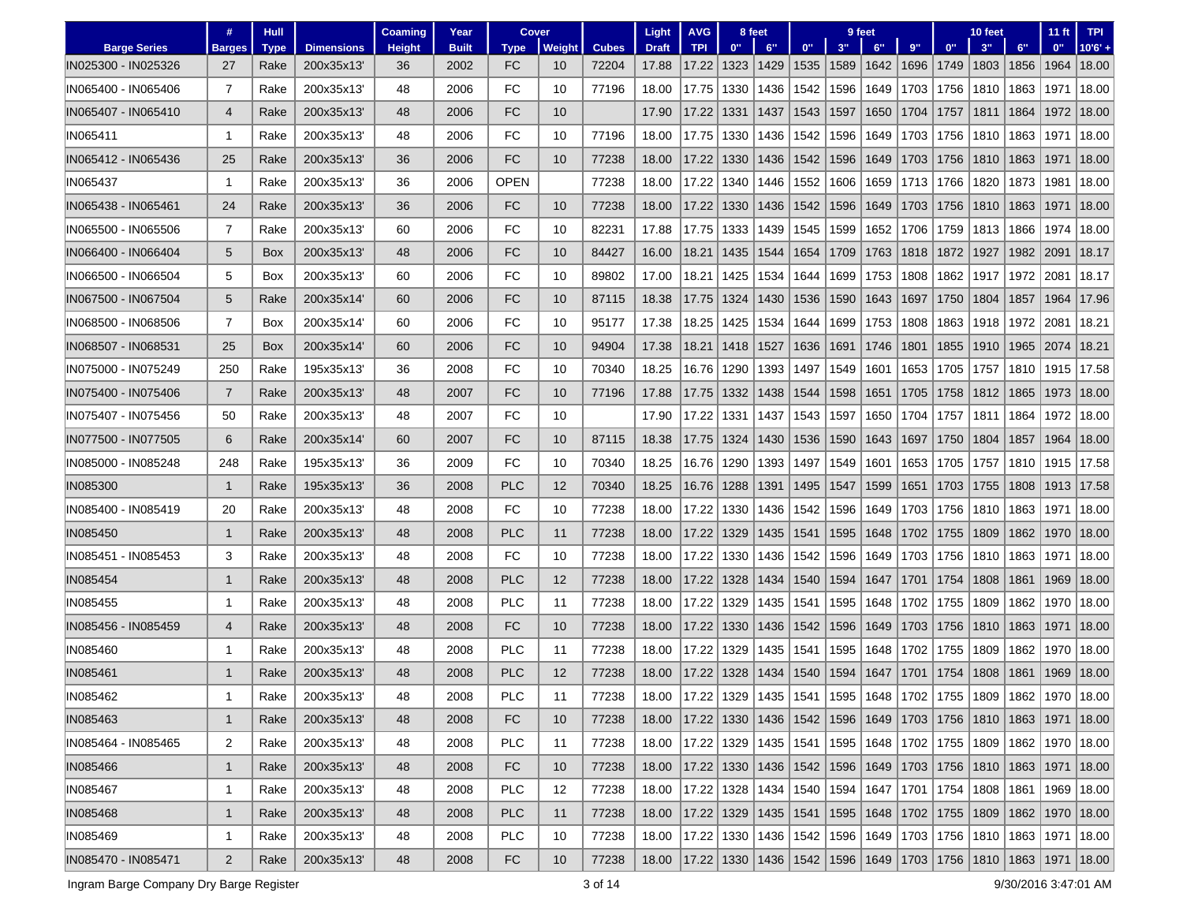| Barge Series | # Barges | Hull Type | Dimensions | Coaming Height | Year Built | Cover Type | Cover Weight | Cubes | Light Draft | AVG TPI | 8 feet 0" | 8 feet 6" | 9 feet 0" | 9 feet 3" | 9 feet 6" | 9 feet 9" | 10 feet 0" | 10 feet 3" | 10 feet 6" | 11 ft 0" | TPI 10'6" + |
|---|---|---|---|---|---|---|---|---|---|---|---|---|---|---|---|---|---|---|---|---|---|
| IN025300 - IN025326 | 27 | Rake | 200x35x13' | 36 | 2002 | FC | 10 | 72204 | 17.88 | 17.22 | 1323 | 1429 | 1535 | 1589 | 1642 | 1696 | 1749 | 1803 | 1856 | 1964 | 18.00 |
| IN065400 - IN065406 | 7 | Rake | 200x35x13' | 48 | 2006 | FC | 10 | 77196 | 18.00 | 17.75 | 1330 | 1436 | 1542 | 1596 | 1649 | 1703 | 1756 | 1810 | 1863 | 1971 | 18.00 |
| IN065407 - IN065410 | 4 | Rake | 200x35x13' | 48 | 2006 | FC | 10 | | 17.90 | 17.22 | 1331 | 1437 | 1543 | 1597 | 1650 | 1704 | 1757 | 1811 | 1864 | 1972 | 18.00 |
| IN065411 | 1 | Rake | 200x35x13' | 48 | 2006 | FC | 10 | 77196 | 18.00 | 17.75 | 1330 | 1436 | 1542 | 1596 | 1649 | 1703 | 1756 | 1810 | 1863 | 1971 | 18.00 |
| IN065412 - IN065436 | 25 | Rake | 200x35x13' | 36 | 2006 | FC | 10 | 77238 | 18.00 | 17.22 | 1330 | 1436 | 1542 | 1596 | 1649 | 1703 | 1756 | 1810 | 1863 | 1971 | 18.00 |
| IN065437 | 1 | Rake | 200x35x13' | 36 | 2006 | OPEN | | 77238 | 18.00 | 17.22 | 1340 | 1446 | 1552 | 1606 | 1659 | 1713 | 1766 | 1820 | 1873 | 1981 | 18.00 |
| IN065438 - IN065461 | 24 | Rake | 200x35x13' | 36 | 2006 | FC | 10 | 77238 | 18.00 | 17.22 | 1330 | 1436 | 1542 | 1596 | 1649 | 1703 | 1756 | 1810 | 1863 | 1971 | 18.00 |
| IN065500 - IN065506 | 7 | Rake | 200x35x13' | 60 | 2006 | FC | 10 | 82231 | 17.88 | 17.75 | 1333 | 1439 | 1545 | 1599 | 1652 | 1706 | 1759 | 1813 | 1866 | 1974 | 18.00 |
| IN066400 - IN066404 | 5 | Box | 200x35x13' | 48 | 2006 | FC | 10 | 84427 | 16.00 | 18.21 | 1435 | 1544 | 1654 | 1709 | 1763 | 1818 | 1872 | 1927 | 1982 | 2091 | 18.17 |
| IN066500 - IN066504 | 5 | Box | 200x35x13' | 60 | 2006 | FC | 10 | 89802 | 17.00 | 18.21 | 1425 | 1534 | 1644 | 1699 | 1753 | 1808 | 1862 | 1917 | 1972 | 2081 | 18.17 |
| IN067500 - IN067504 | 5 | Rake | 200x35x14' | 60 | 2006 | FC | 10 | 87115 | 18.38 | 17.75 | 1324 | 1430 | 1536 | 1590 | 1643 | 1697 | 1750 | 1804 | 1857 | 1964 | 17.96 |
| IN068500 - IN068506 | 7 | Box | 200x35x14' | 60 | 2006 | FC | 10 | 95177 | 17.38 | 18.25 | 1425 | 1534 | 1644 | 1699 | 1753 | 1808 | 1863 | 1918 | 1972 | 2081 | 18.21 |
| IN068507 - IN068531 | 25 | Box | 200x35x14' | 60 | 2006 | FC | 10 | 94904 | 17.38 | 18.21 | 1418 | 1527 | 1636 | 1691 | 1746 | 1801 | 1855 | 1910 | 1965 | 2074 | 18.21 |
| IN075000 - IN075249 | 250 | Rake | 195x35x13' | 36 | 2008 | FC | 10 | 70340 | 18.25 | 16.76 | 1290 | 1393 | 1497 | 1549 | 1601 | 1653 | 1705 | 1757 | 1810 | 1915 | 17.58 |
| IN075400 - IN075406 | 7 | Rake | 200x35x13' | 48 | 2007 | FC | 10 | 77196 | 17.88 | 17.75 | 1332 | 1438 | 1544 | 1598 | 1651 | 1705 | 1758 | 1812 | 1865 | 1973 | 18.00 |
| IN075407 - IN075456 | 50 | Rake | 200x35x13' | 48 | 2007 | FC | 10 | | 17.90 | 17.22 | 1331 | 1437 | 1543 | 1597 | 1650 | 1704 | 1757 | 1811 | 1864 | 1972 | 18.00 |
| IN077500 - IN077505 | 6 | Rake | 200x35x14' | 60 | 2007 | FC | 10 | 87115 | 18.38 | 17.75 | 1324 | 1430 | 1536 | 1590 | 1643 | 1697 | 1750 | 1804 | 1857 | 1964 | 18.00 |
| IN085000 - IN085248 | 248 | Rake | 195x35x13' | 36 | 2009 | FC | 10 | 70340 | 18.25 | 16.76 | 1290 | 1393 | 1497 | 1549 | 1601 | 1653 | 1705 | 1757 | 1810 | 1915 | 17.58 |
| IN085300 | 1 | Rake | 195x35x13' | 36 | 2008 | PLC | 12 | 70340 | 18.25 | 16.76 | 1288 | 1391 | 1495 | 1547 | 1599 | 1651 | 1703 | 1755 | 1808 | 1913 | 17.58 |
| IN085400 - IN085419 | 20 | Rake | 200x35x13' | 48 | 2008 | FC | 10 | 77238 | 18.00 | 17.22 | 1330 | 1436 | 1542 | 1596 | 1649 | 1703 | 1756 | 1810 | 1863 | 1971 | 18.00 |
| IN085450 | 1 | Rake | 200x35x13' | 48 | 2008 | PLC | 11 | 77238 | 18.00 | 17.22 | 1329 | 1435 | 1541 | 1595 | 1648 | 1702 | 1755 | 1809 | 1862 | 1970 | 18.00 |
| IN085451 - IN085453 | 3 | Rake | 200x35x13' | 48 | 2008 | FC | 10 | 77238 | 18.00 | 17.22 | 1330 | 1436 | 1542 | 1596 | 1649 | 1703 | 1756 | 1810 | 1863 | 1971 | 18.00 |
| IN085454 | 1 | Rake | 200x35x13' | 48 | 2008 | PLC | 12 | 77238 | 18.00 | 17.22 | 1328 | 1434 | 1540 | 1594 | 1647 | 1701 | 1754 | 1808 | 1861 | 1969 | 18.00 |
| IN085455 | 1 | Rake | 200x35x13' | 48 | 2008 | PLC | 11 | 77238 | 18.00 | 17.22 | 1329 | 1435 | 1541 | 1595 | 1648 | 1702 | 1755 | 1809 | 1862 | 1970 | 18.00 |
| IN085456 - IN085459 | 4 | Rake | 200x35x13' | 48 | 2008 | FC | 10 | 77238 | 18.00 | 17.22 | 1330 | 1436 | 1542 | 1596 | 1649 | 1703 | 1756 | 1810 | 1863 | 1971 | 18.00 |
| IN085460 | 1 | Rake | 200x35x13' | 48 | 2008 | PLC | 11 | 77238 | 18.00 | 17.22 | 1329 | 1435 | 1541 | 1595 | 1648 | 1702 | 1755 | 1809 | 1862 | 1970 | 18.00 |
| IN085461 | 1 | Rake | 200x35x13' | 48 | 2008 | PLC | 12 | 77238 | 18.00 | 17.22 | 1328 | 1434 | 1540 | 1594 | 1647 | 1701 | 1754 | 1808 | 1861 | 1969 | 18.00 |
| IN085462 | 1 | Rake | 200x35x13' | 48 | 2008 | PLC | 11 | 77238 | 18.00 | 17.22 | 1329 | 1435 | 1541 | 1595 | 1648 | 1702 | 1755 | 1809 | 1862 | 1970 | 18.00 |
| IN085463 | 1 | Rake | 200x35x13' | 48 | 2008 | FC | 10 | 77238 | 18.00 | 17.22 | 1330 | 1436 | 1542 | 1596 | 1649 | 1703 | 1756 | 1810 | 1863 | 1971 | 18.00 |
| IN085464 - IN085465 | 2 | Rake | 200x35x13' | 48 | 2008 | PLC | 11 | 77238 | 18.00 | 17.22 | 1329 | 1435 | 1541 | 1595 | 1648 | 1702 | 1755 | 1809 | 1862 | 1970 | 18.00 |
| IN085466 | 1 | Rake | 200x35x13' | 48 | 2008 | FC | 10 | 77238 | 18.00 | 17.22 | 1330 | 1436 | 1542 | 1596 | 1649 | 1703 | 1756 | 1810 | 1863 | 1971 | 18.00 |
| IN085467 | 1 | Rake | 200x35x13' | 48 | 2008 | PLC | 12 | 77238 | 18.00 | 17.22 | 1328 | 1434 | 1540 | 1594 | 1647 | 1701 | 1754 | 1808 | 1861 | 1969 | 18.00 |
| IN085468 | 1 | Rake | 200x35x13' | 48 | 2008 | PLC | 11 | 77238 | 18.00 | 17.22 | 1329 | 1435 | 1541 | 1595 | 1648 | 1702 | 1755 | 1809 | 1862 | 1970 | 18.00 |
| IN085469 | 1 | Rake | 200x35x13' | 48 | 2008 | PLC | 10 | 77238 | 18.00 | 17.22 | 1330 | 1436 | 1542 | 1596 | 1649 | 1703 | 1756 | 1810 | 1863 | 1971 | 18.00 |
| IN085470 - IN085471 | 2 | Rake | 200x35x13' | 48 | 2008 | FC | 10 | 77238 | 18.00 | 17.22 | 1330 | 1436 | 1542 | 1596 | 1649 | 1703 | 1756 | 1810 | 1863 | 1971 | 18.00 |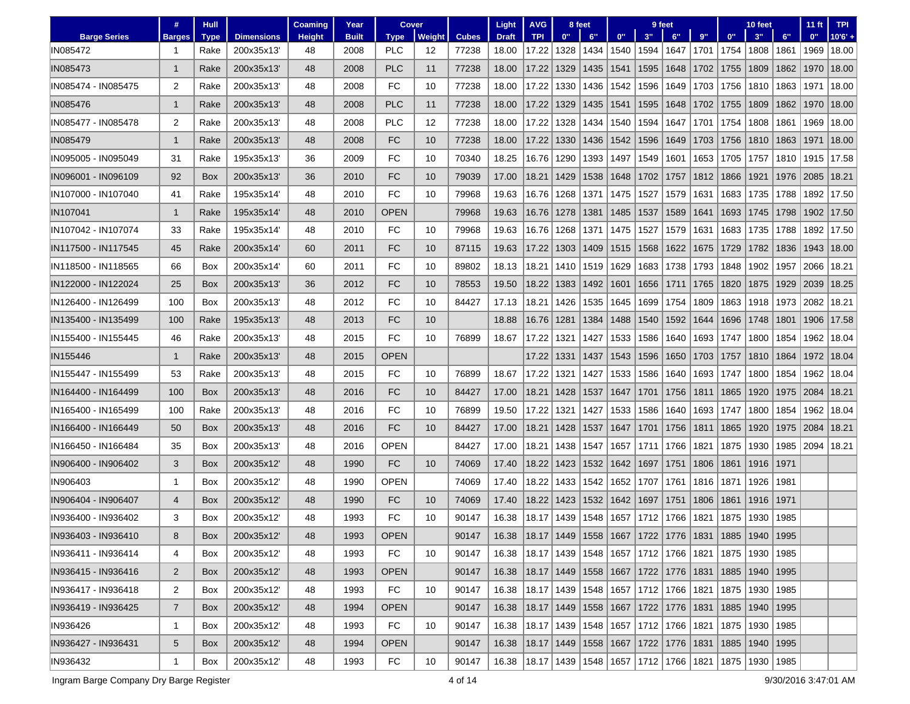| Barge Series | # Barges | Hull Type | Dimensions | Coaming Height | Year Built | Cover Type | Cover Weight | Cubes | Light Draft | AVG TPI | 8 feet 0" | 8 feet 6" | 9 feet 0" | 9 feet 3" | 9 feet 6" | 9 feet 9" | 10 feet 0" | 10 feet 3" | 10 feet 6" | 11 ft 0" | TPI 10'6' + |
|---|---|---|---|---|---|---|---|---|---|---|---|---|---|---|---|---|---|---|---|---|---|
| IN085472 | 1 | Rake | 200x35x13' | 48 | 2008 | PLC | 12 | 77238 | 18.00 | 17.22 | 1328 | 1434 | 1540 | 1594 | 1647 | 1701 | 1754 | 1808 | 1861 | 1969 | 18.00 |
| IN085473 | 1 | Rake | 200x35x13' | 48 | 2008 | PLC | 11 | 77238 | 18.00 | 17.22 | 1329 | 1435 | 1541 | 1595 | 1648 | 1702 | 1755 | 1809 | 1862 | 1970 | 18.00 |
| IN085474 - IN085475 | 2 | Rake | 200x35x13' | 48 | 2008 | FC | 10 | 77238 | 18.00 | 17.22 | 1330 | 1436 | 1542 | 1596 | 1649 | 1703 | 1756 | 1810 | 1863 | 1971 | 18.00 |
| IN085476 | 1 | Rake | 200x35x13' | 48 | 2008 | PLC | 11 | 77238 | 18.00 | 17.22 | 1329 | 1435 | 1541 | 1595 | 1648 | 1702 | 1755 | 1809 | 1862 | 1970 | 18.00 |
| IN085477 - IN085478 | 2 | Rake | 200x35x13' | 48 | 2008 | PLC | 12 | 77238 | 18.00 | 17.22 | 1328 | 1434 | 1540 | 1594 | 1647 | 1701 | 1754 | 1808 | 1861 | 1969 | 18.00 |
| IN085479 | 1 | Rake | 200x35x13' | 48 | 2008 | FC | 10 | 77238 | 18.00 | 17.22 | 1330 | 1436 | 1542 | 1596 | 1649 | 1703 | 1756 | 1810 | 1863 | 1971 | 18.00 |
| IN095005 - IN095049 | 31 | Rake | 195x35x13' | 36 | 2009 | FC | 10 | 70340 | 18.25 | 16.76 | 1290 | 1393 | 1497 | 1549 | 1601 | 1653 | 1705 | 1757 | 1810 | 1915 | 17.58 |
| IN096001 - IN096109 | 92 | Box | 200x35x13' | 36 | 2010 | FC | 10 | 79039 | 17.00 | 18.21 | 1429 | 1538 | 1648 | 1702 | 1757 | 1812 | 1866 | 1921 | 1976 | 2085 | 18.21 |
| IN107000 - IN107040 | 41 | Rake | 195x35x14' | 48 | 2010 | FC | 10 | 79968 | 19.63 | 16.76 | 1268 | 1371 | 1475 | 1527 | 1579 | 1631 | 1683 | 1735 | 1788 | 1892 | 17.50 |
| IN107041 | 1 | Rake | 195x35x14' | 48 | 2010 | OPEN | | 79968 | 19.63 | 16.76 | 1278 | 1381 | 1485 | 1537 | 1589 | 1641 | 1693 | 1745 | 1798 | 1902 | 17.50 |
| IN107042 - IN107074 | 33 | Rake | 195x35x14' | 48 | 2010 | FC | 10 | 79968 | 19.63 | 16.76 | 1268 | 1371 | 1475 | 1527 | 1579 | 1631 | 1683 | 1735 | 1788 | 1892 | 17.50 |
| IN117500 - IN117545 | 45 | Rake | 200x35x14' | 60 | 2011 | FC | 10 | 87115 | 19.63 | 17.22 | 1303 | 1409 | 1515 | 1568 | 1622 | 1675 | 1729 | 1782 | 1836 | 1943 | 18.00 |
| IN118500 - IN118565 | 66 | Box | 200x35x14' | 60 | 2011 | FC | 10 | 89802 | 18.13 | 18.21 | 1410 | 1519 | 1629 | 1683 | 1738 | 1793 | 1848 | 1902 | 1957 | 2066 | 18.21 |
| IN122000 - IN122024 | 25 | Box | 200x35x13' | 36 | 2012 | FC | 10 | 78553 | 19.50 | 18.22 | 1383 | 1492 | 1601 | 1656 | 1711 | 1765 | 1820 | 1875 | 1929 | 2039 | 18.25 |
| IN126400 - IN126499 | 100 | Box | 200x35x13' | 48 | 2012 | FC | 10 | 84427 | 17.13 | 18.21 | 1426 | 1535 | 1645 | 1699 | 1754 | 1809 | 1863 | 1918 | 1973 | 2082 | 18.21 |
| IN135400 - IN135499 | 100 | Rake | 195x35x13' | 48 | 2013 | FC | 10 | | 18.88 | 16.76 | 1281 | 1384 | 1488 | 1540 | 1592 | 1644 | 1696 | 1748 | 1801 | 1906 | 17.58 |
| IN155400 - IN155445 | 46 | Rake | 200x35x13' | 48 | 2015 | FC | 10 | 76899 | 18.67 | 17.22 | 1321 | 1427 | 1533 | 1586 | 1640 | 1693 | 1747 | 1800 | 1854 | 1962 | 18.04 |
| IN155446 | 1 | Rake | 200x35x13' | 48 | 2015 | OPEN | | | | 17.22 | 1331 | 1437 | 1543 | 1596 | 1650 | 1703 | 1757 | 1810 | 1864 | 1972 | 18.04 |
| IN155447 - IN155499 | 53 | Rake | 200x35x13' | 48 | 2015 | FC | 10 | 76899 | 18.67 | 17.22 | 1321 | 1427 | 1533 | 1586 | 1640 | 1693 | 1747 | 1800 | 1854 | 1962 | 18.04 |
| IN164400 - IN164499 | 100 | Box | 200x35x13' | 48 | 2016 | FC | 10 | 84427 | 17.00 | 18.21 | 1428 | 1537 | 1647 | 1701 | 1756 | 1811 | 1865 | 1920 | 1975 | 2084 | 18.21 |
| IN165400 - IN165499 | 100 | Rake | 200x35x13' | 48 | 2016 | FC | 10 | 76899 | 19.50 | 17.22 | 1321 | 1427 | 1533 | 1586 | 1640 | 1693 | 1747 | 1800 | 1854 | 1962 | 18.04 |
| IN166400 - IN166449 | 50 | Box | 200x35x13' | 48 | 2016 | FC | 10 | 84427 | 17.00 | 18.21 | 1428 | 1537 | 1647 | 1701 | 1756 | 1811 | 1865 | 1920 | 1975 | 2084 | 18.21 |
| IN166450 - IN166484 | 35 | Box | 200x35x13' | 48 | 2016 | OPEN | | 84427 | 17.00 | 18.21 | 1438 | 1547 | 1657 | 1711 | 1766 | 1821 | 1875 | 1930 | 1985 | 2094 | 18.21 |
| IN906400 - IN906402 | 3 | Box | 200x35x12' | 48 | 1990 | FC | 10 | 74069 | 17.40 | 18.22 | 1423 | 1532 | 1642 | 1697 | 1751 | 1806 | 1861 | 1916 | 1971 | | |
| IN906403 | 1 | Box | 200x35x12' | 48 | 1990 | OPEN | | 74069 | 17.40 | 18.22 | 1433 | 1542 | 1652 | 1707 | 1761 | 1816 | 1871 | 1926 | 1981 | | |
| IN906404 - IN906407 | 4 | Box | 200x35x12' | 48 | 1990 | FC | 10 | 74069 | 17.40 | 18.22 | 1423 | 1532 | 1642 | 1697 | 1751 | 1806 | 1861 | 1916 | 1971 | | |
| IN936400 - IN936402 | 3 | Box | 200x35x12' | 48 | 1993 | FC | 10 | 90147 | 16.38 | 18.17 | 1439 | 1548 | 1657 | 1712 | 1766 | 1821 | 1875 | 1930 | 1985 | | |
| IN936403 - IN936410 | 8 | Box | 200x35x12' | 48 | 1993 | OPEN | | 90147 | 16.38 | 18.17 | 1449 | 1558 | 1667 | 1722 | 1776 | 1831 | 1885 | 1940 | 1995 | | |
| IN936411 - IN936414 | 4 | Box | 200x35x12' | 48 | 1993 | FC | 10 | 90147 | 16.38 | 18.17 | 1439 | 1548 | 1657 | 1712 | 1766 | 1821 | 1875 | 1930 | 1985 | | |
| IN936415 - IN936416 | 2 | Box | 200x35x12' | 48 | 1993 | OPEN | | 90147 | 16.38 | 18.17 | 1449 | 1558 | 1667 | 1722 | 1776 | 1831 | 1885 | 1940 | 1995 | | |
| IN936417 - IN936418 | 2 | Box | 200x35x12' | 48 | 1993 | FC | 10 | 90147 | 16.38 | 18.17 | 1439 | 1548 | 1657 | 1712 | 1766 | 1821 | 1875 | 1930 | 1985 | | |
| IN936419 - IN936425 | 7 | Box | 200x35x12' | 48 | 1994 | OPEN | | 90147 | 16.38 | 18.17 | 1449 | 1558 | 1667 | 1722 | 1776 | 1831 | 1885 | 1940 | 1995 | | |
| IN936426 | 1 | Box | 200x35x12' | 48 | 1993 | FC | 10 | 90147 | 16.38 | 18.17 | 1439 | 1548 | 1657 | 1712 | 1766 | 1821 | 1875 | 1930 | 1985 | | |
| IN936427 - IN936431 | 5 | Box | 200x35x12' | 48 | 1994 | OPEN | | 90147 | 16.38 | 18.17 | 1449 | 1558 | 1667 | 1722 | 1776 | 1831 | 1885 | 1940 | 1995 | | |
| IN936432 | 1 | Box | 200x35x12' | 48 | 1993 | FC | 10 | 90147 | 16.38 | 18.17 | 1439 | 1548 | 1657 | 1712 | 1766 | 1821 | 1875 | 1930 | 1985 | | |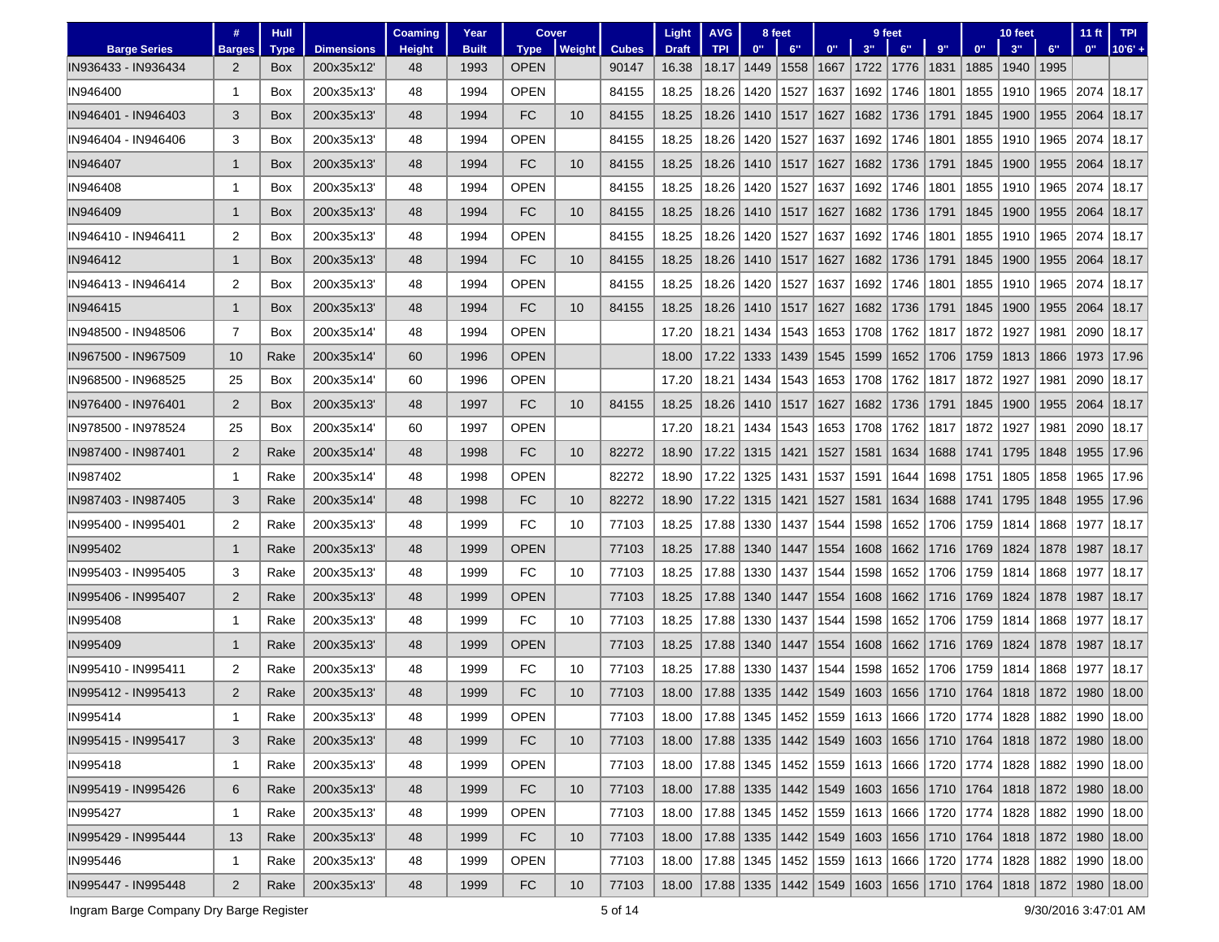| Barge Series | # Barges | Hull Type | Dimensions | Coaming Height | Year Built | Cover Type | Cover Weight | Cubes | Light Draft | AVG TPI | 8 feet 0" | 8 feet 6" | 9 feet 0" | 9 feet 3" | 9 feet 6" | 9 feet 9" | 10 feet 0" | 10 feet 3" | 10 feet 6" | 11 ft 0" | TPI 10'6' + |
|---|---|---|---|---|---|---|---|---|---|---|---|---|---|---|---|---|---|---|---|---|---|
| IN936433 - IN936434 | 2 | Box | 200x35x12' | 48 | 1993 | OPEN | | 90147 | 16.38 | 18.17 | 1449 | 1558 | 1667 | 1722 | 1776 | 1831 | 1885 | 1940 | 1995 | | |
| IN946400 | 1 | Box | 200x35x13' | 48 | 1994 | OPEN | | 84155 | 18.25 | 18.26 | 1420 | 1527 | 1637 | 1692 | 1746 | 1801 | 1855 | 1910 | 1965 | 2074 | 18.17 |
| IN946401 - IN946403 | 3 | Box | 200x35x13' | 48 | 1994 | FC | 10 | 84155 | 18.25 | 18.26 | 1410 | 1517 | 1627 | 1682 | 1736 | 1791 | 1845 | 1900 | 1955 | 2064 | 18.17 |
| IN946404 - IN946406 | 3 | Box | 200x35x13' | 48 | 1994 | OPEN | | 84155 | 18.25 | 18.26 | 1420 | 1527 | 1637 | 1692 | 1746 | 1801 | 1855 | 1910 | 1965 | 2074 | 18.17 |
| IN946407 | 1 | Box | 200x35x13' | 48 | 1994 | FC | 10 | 84155 | 18.25 | 18.26 | 1410 | 1517 | 1627 | 1682 | 1736 | 1791 | 1845 | 1900 | 1955 | 2064 | 18.17 |
| IN946408 | 1 | Box | 200x35x13' | 48 | 1994 | OPEN | | 84155 | 18.25 | 18.26 | 1420 | 1527 | 1637 | 1692 | 1746 | 1801 | 1855 | 1910 | 1965 | 2074 | 18.17 |
| IN946409 | 1 | Box | 200x35x13' | 48 | 1994 | FC | 10 | 84155 | 18.25 | 18.26 | 1410 | 1517 | 1627 | 1682 | 1736 | 1791 | 1845 | 1900 | 1955 | 2064 | 18.17 |
| IN946410 - IN946411 | 2 | Box | 200x35x13' | 48 | 1994 | OPEN | | 84155 | 18.25 | 18.26 | 1420 | 1527 | 1637 | 1692 | 1746 | 1801 | 1855 | 1910 | 1965 | 2074 | 18.17 |
| IN946412 | 1 | Box | 200x35x13' | 48 | 1994 | FC | 10 | 84155 | 18.25 | 18.26 | 1410 | 1517 | 1627 | 1682 | 1736 | 1791 | 1845 | 1900 | 1955 | 2064 | 18.17 |
| IN946413 - IN946414 | 2 | Box | 200x35x13' | 48 | 1994 | OPEN | | 84155 | 18.25 | 18.26 | 1420 | 1527 | 1637 | 1692 | 1746 | 1801 | 1855 | 1910 | 1965 | 2074 | 18.17 |
| IN946415 | 1 | Box | 200x35x13' | 48 | 1994 | FC | 10 | 84155 | 18.25 | 18.26 | 1410 | 1517 | 1627 | 1682 | 1736 | 1791 | 1845 | 1900 | 1955 | 2064 | 18.17 |
| IN948500 - IN948506 | 7 | Box | 200x35x14' | 48 | 1994 | OPEN | | | 17.20 | 18.21 | 1434 | 1543 | 1653 | 1708 | 1762 | 1817 | 1872 | 1927 | 1981 | 2090 | 18.17 |
| IN967500 - IN967509 | 10 | Rake | 200x35x14' | 60 | 1996 | OPEN | | | 18.00 | 17.22 | 1333 | 1439 | 1545 | 1599 | 1652 | 1706 | 1759 | 1813 | 1866 | 1973 | 17.96 |
| IN968500 - IN968525 | 25 | Box | 200x35x14' | 60 | 1996 | OPEN | | | 17.20 | 18.21 | 1434 | 1543 | 1653 | 1708 | 1762 | 1817 | 1872 | 1927 | 1981 | 2090 | 18.17 |
| IN976400 - IN976401 | 2 | Box | 200x35x13' | 48 | 1997 | FC | 10 | 84155 | 18.25 | 18.26 | 1410 | 1517 | 1627 | 1682 | 1736 | 1791 | 1845 | 1900 | 1955 | 2064 | 18.17 |
| IN978500 - IN978524 | 25 | Box | 200x35x14' | 60 | 1997 | OPEN | | | 17.20 | 18.21 | 1434 | 1543 | 1653 | 1708 | 1762 | 1817 | 1872 | 1927 | 1981 | 2090 | 18.17 |
| IN987400 - IN987401 | 2 | Rake | 200x35x14' | 48 | 1998 | FC | 10 | 82272 | 18.90 | 17.22 | 1315 | 1421 | 1527 | 1581 | 1634 | 1688 | 1741 | 1795 | 1848 | 1955 | 17.96 |
| IN987402 | 1 | Rake | 200x35x14' | 48 | 1998 | OPEN | | 82272 | 18.90 | 17.22 | 1325 | 1431 | 1537 | 1591 | 1644 | 1698 | 1751 | 1805 | 1858 | 1965 | 17.96 |
| IN987403 - IN987405 | 3 | Rake | 200x35x14' | 48 | 1998 | FC | 10 | 82272 | 18.90 | 17.22 | 1315 | 1421 | 1527 | 1581 | 1634 | 1688 | 1741 | 1795 | 1848 | 1955 | 17.96 |
| IN995400 - IN995401 | 2 | Rake | 200x35x13' | 48 | 1999 | FC | 10 | 77103 | 18.25 | 17.88 | 1330 | 1437 | 1544 | 1598 | 1652 | 1706 | 1759 | 1814 | 1868 | 1977 | 18.17 |
| IN995402 | 1 | Rake | 200x35x13' | 48 | 1999 | OPEN | | 77103 | 18.25 | 17.88 | 1340 | 1447 | 1554 | 1608 | 1662 | 1716 | 1769 | 1824 | 1878 | 1987 | 18.17 |
| IN995403 - IN995405 | 3 | Rake | 200x35x13' | 48 | 1999 | FC | 10 | 77103 | 18.25 | 17.88 | 1330 | 1437 | 1544 | 1598 | 1652 | 1706 | 1759 | 1814 | 1868 | 1977 | 18.17 |
| IN995406 - IN995407 | 2 | Rake | 200x35x13' | 48 | 1999 | OPEN | | 77103 | 18.25 | 17.88 | 1340 | 1447 | 1554 | 1608 | 1662 | 1716 | 1769 | 1824 | 1878 | 1987 | 18.17 |
| IN995408 | 1 | Rake | 200x35x13' | 48 | 1999 | FC | 10 | 77103 | 18.25 | 17.88 | 1330 | 1437 | 1544 | 1598 | 1652 | 1706 | 1759 | 1814 | 1868 | 1977 | 18.17 |
| IN995409 | 1 | Rake | 200x35x13' | 48 | 1999 | OPEN | | 77103 | 18.25 | 17.88 | 1340 | 1447 | 1554 | 1608 | 1662 | 1716 | 1769 | 1824 | 1878 | 1987 | 18.17 |
| IN995410 - IN995411 | 2 | Rake | 200x35x13' | 48 | 1999 | FC | 10 | 77103 | 18.25 | 17.88 | 1330 | 1437 | 1544 | 1598 | 1652 | 1706 | 1759 | 1814 | 1868 | 1977 | 18.17 |
| IN995412 - IN995413 | 2 | Rake | 200x35x13' | 48 | 1999 | FC | 10 | 77103 | 18.00 | 17.88 | 1335 | 1442 | 1549 | 1603 | 1656 | 1710 | 1764 | 1818 | 1872 | 1980 | 18.00 |
| IN995414 | 1 | Rake | 200x35x13' | 48 | 1999 | OPEN | | 77103 | 18.00 | 17.88 | 1345 | 1452 | 1559 | 1613 | 1666 | 1720 | 1774 | 1828 | 1882 | 1990 | 18.00 |
| IN995415 - IN995417 | 3 | Rake | 200x35x13' | 48 | 1999 | FC | 10 | 77103 | 18.00 | 17.88 | 1335 | 1442 | 1549 | 1603 | 1656 | 1710 | 1764 | 1818 | 1872 | 1980 | 18.00 |
| IN995418 | 1 | Rake | 200x35x13' | 48 | 1999 | OPEN | | 77103 | 18.00 | 17.88 | 1345 | 1452 | 1559 | 1613 | 1666 | 1720 | 1774 | 1828 | 1882 | 1990 | 18.00 |
| IN995419 - IN995426 | 6 | Rake | 200x35x13' | 48 | 1999 | FC | 10 | 77103 | 18.00 | 17.88 | 1335 | 1442 | 1549 | 1603 | 1656 | 1710 | 1764 | 1818 | 1872 | 1980 | 18.00 |
| IN995427 | 1 | Rake | 200x35x13' | 48 | 1999 | OPEN | | 77103 | 18.00 | 17.88 | 1345 | 1452 | 1559 | 1613 | 1666 | 1720 | 1774 | 1828 | 1882 | 1990 | 18.00 |
| IN995429 - IN995444 | 13 | Rake | 200x35x13' | 48 | 1999 | FC | 10 | 77103 | 18.00 | 17.88 | 1335 | 1442 | 1549 | 1603 | 1656 | 1710 | 1764 | 1818 | 1872 | 1980 | 18.00 |
| IN995446 | 1 | Rake | 200x35x13' | 48 | 1999 | OPEN | | 77103 | 18.00 | 17.88 | 1345 | 1452 | 1559 | 1613 | 1666 | 1720 | 1774 | 1828 | 1882 | 1990 | 18.00 |
| IN995447 - IN995448 | 2 | Rake | 200x35x13' | 48 | 1999 | FC | 10 | 77103 | 18.00 | 17.88 | 1335 | 1442 | 1549 | 1603 | 1656 | 1710 | 1764 | 1818 | 1872 | 1980 | 18.00 |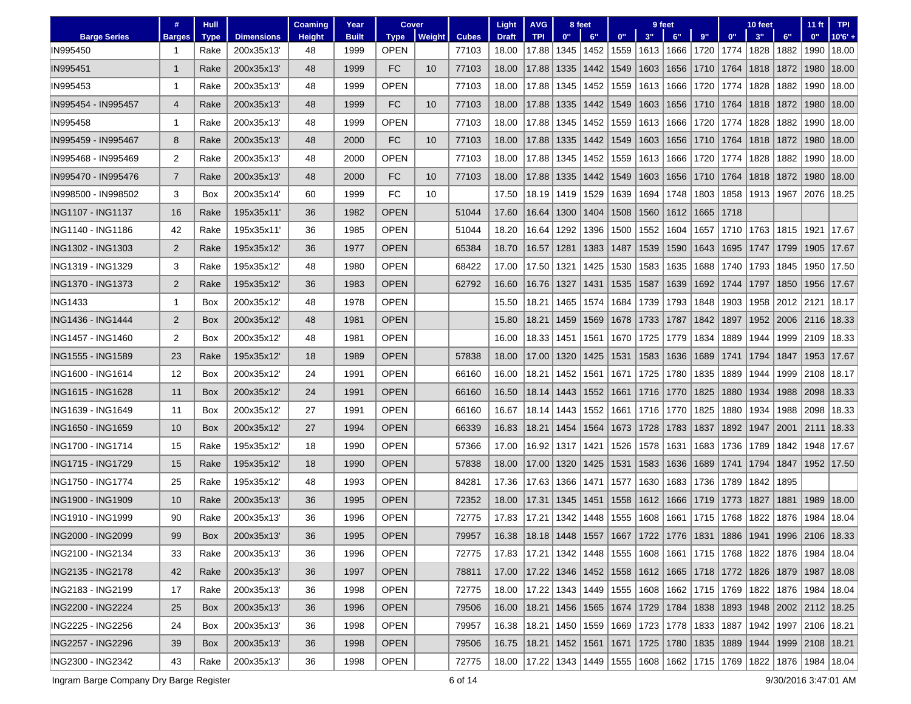| Barge Series | # Barges | Hull Type | Dimensions | Coaming Height | Year Built | Cover Type | Cover Weight | Cubes | Light Draft | AVG TPI | 8 feet 0" | 8 feet 6" | 9 feet 0" | 9 feet 3" | 9 feet 6" | 9 feet 9" | 10 feet 0" | 10 feet 3" | 10 feet 6" | 11 ft 0" | TPI 10'6" + |
|---|---|---|---|---|---|---|---|---|---|---|---|---|---|---|---|---|---|---|---|---|---|
| IN995450 | 1 | Rake | 200x35x13' | 48 | 1999 | OPEN | | 77103 | 18.00 | 17.88 | 1345 | 1452 | 1559 | 1613 | 1666 | 1720 | 1774 | 1828 | 1882 | 1990 | 18.00 |
| IN995451 | 1 | Rake | 200x35x13' | 48 | 1999 | FC | 10 | 77103 | 18.00 | 17.88 | 1335 | 1442 | 1549 | 1603 | 1656 | 1710 | 1764 | 1818 | 1872 | 1980 | 18.00 |
| IN995453 | 1 | Rake | 200x35x13' | 48 | 1999 | OPEN | | 77103 | 18.00 | 17.88 | 1345 | 1452 | 1559 | 1613 | 1666 | 1720 | 1774 | 1828 | 1882 | 1990 | 18.00 |
| IN995454 - IN995457 | 4 | Rake | 200x35x13' | 48 | 1999 | FC | 10 | 77103 | 18.00 | 17.88 | 1335 | 1442 | 1549 | 1603 | 1656 | 1710 | 1764 | 1818 | 1872 | 1980 | 18.00 |
| IN995458 | 1 | Rake | 200x35x13' | 48 | 1999 | OPEN | | 77103 | 18.00 | 17.88 | 1345 | 1452 | 1559 | 1613 | 1666 | 1720 | 1774 | 1828 | 1882 | 1990 | 18.00 |
| IN995459 - IN995467 | 8 | Rake | 200x35x13' | 48 | 2000 | FC | 10 | 77103 | 18.00 | 17.88 | 1335 | 1442 | 1549 | 1603 | 1656 | 1710 | 1764 | 1818 | 1872 | 1980 | 18.00 |
| IN995468 - IN995469 | 2 | Rake | 200x35x13' | 48 | 2000 | OPEN | | 77103 | 18.00 | 17.88 | 1345 | 1452 | 1559 | 1613 | 1666 | 1720 | 1774 | 1828 | 1882 | 1990 | 18.00 |
| IN995470 - IN995476 | 7 | Rake | 200x35x13' | 48 | 2000 | FC | 10 | 77103 | 18.00 | 17.88 | 1335 | 1442 | 1549 | 1603 | 1656 | 1710 | 1764 | 1818 | 1872 | 1980 | 18.00 |
| IN998500 - IN998502 | 3 | Box | 200x35x14' | 60 | 1999 | FC | 10 | | 17.50 | 18.19 | 1419 | 1529 | 1639 | 1694 | 1748 | 1803 | 1858 | 1913 | 1967 | 2076 | 18.25 |
| ING1107 - ING1137 | 16 | Rake | 195x35x11' | 36 | 1982 | OPEN | | 51044 | 17.60 | 16.64 | 1300 | 1404 | 1508 | 1560 | 1612 | 1665 | 1718 | | | | |
| ING1140 - ING1186 | 42 | Rake | 195x35x11' | 36 | 1985 | OPEN | | 51044 | 18.20 | 16.64 | 1292 | 1396 | 1500 | 1552 | 1604 | 1657 | 1710 | 1763 | 1815 | 1921 | 17.67 |
| ING1302 - ING1303 | 2 | Rake | 195x35x12' | 36 | 1977 | OPEN | | 65384 | 18.70 | 16.57 | 1281 | 1383 | 1487 | 1539 | 1590 | 1643 | 1695 | 1747 | 1799 | 1905 | 17.67 |
| ING1319 - ING1329 | 3 | Rake | 195x35x12' | 48 | 1980 | OPEN | | 68422 | 17.00 | 17.50 | 1321 | 1425 | 1530 | 1583 | 1635 | 1688 | 1740 | 1793 | 1845 | 1950 | 17.50 |
| ING1370 - ING1373 | 2 | Rake | 195x35x12' | 36 | 1983 | OPEN | | 62792 | 16.60 | 16.76 | 1327 | 1431 | 1535 | 1587 | 1639 | 1692 | 1744 | 1797 | 1850 | 1956 | 17.67 |
| ING1433 | 1 | Box | 200x35x12' | 48 | 1978 | OPEN | | | 15.50 | 18.21 | 1465 | 1574 | 1684 | 1739 | 1793 | 1848 | 1903 | 1958 | 2012 | 2121 | 18.17 |
| ING1436 - ING1444 | 2 | Box | 200x35x12' | 48 | 1981 | OPEN | | | 15.80 | 18.21 | 1459 | 1569 | 1678 | 1733 | 1787 | 1842 | 1897 | 1952 | 2006 | 2116 | 18.33 |
| ING1457 - ING1460 | 2 | Box | 200x35x12' | 48 | 1981 | OPEN | | | 16.00 | 18.33 | 1451 | 1561 | 1670 | 1725 | 1779 | 1834 | 1889 | 1944 | 1999 | 2109 | 18.33 |
| ING1555 - ING1589 | 23 | Rake | 195x35x12' | 18 | 1989 | OPEN | | 57838 | 18.00 | 17.00 | 1320 | 1425 | 1531 | 1583 | 1636 | 1689 | 1741 | 1794 | 1847 | 1953 | 17.67 |
| ING1600 - ING1614 | 12 | Box | 200x35x12' | 24 | 1991 | OPEN | | 66160 | 16.00 | 18.21 | 1452 | 1561 | 1671 | 1725 | 1780 | 1835 | 1889 | 1944 | 1999 | 2108 | 18.17 |
| ING1615 - ING1628 | 11 | Box | 200x35x12' | 24 | 1991 | OPEN | | 66160 | 16.50 | 18.14 | 1443 | 1552 | 1661 | 1716 | 1770 | 1825 | 1880 | 1934 | 1988 | 2098 | 18.33 |
| ING1639 - ING1649 | 11 | Box | 200x35x12' | 27 | 1991 | OPEN | | 66160 | 16.67 | 18.14 | 1443 | 1552 | 1661 | 1716 | 1770 | 1825 | 1880 | 1934 | 1988 | 2098 | 18.33 |
| ING1650 - ING1659 | 10 | Box | 200x35x12' | 27 | 1994 | OPEN | | 66339 | 16.83 | 18.21 | 1454 | 1564 | 1673 | 1728 | 1783 | 1837 | 1892 | 1947 | 2001 | 2111 | 18.33 |
| ING1700 - ING1714 | 15 | Rake | 195x35x12' | 18 | 1990 | OPEN | | 57366 | 17.00 | 16.92 | 1317 | 1421 | 1526 | 1578 | 1631 | 1683 | 1736 | 1789 | 1842 | 1948 | 17.67 |
| ING1715 - ING1729 | 15 | Rake | 195x35x12' | 18 | 1990 | OPEN | | 57838 | 18.00 | 17.00 | 1320 | 1425 | 1531 | 1583 | 1636 | 1689 | 1741 | 1794 | 1847 | 1952 | 17.50 |
| ING1750 - ING1774 | 25 | Rake | 195x35x12' | 48 | 1993 | OPEN | | 84281 | 17.36 | 17.63 | 1366 | 1471 | 1577 | 1630 | 1683 | 1736 | 1789 | 1842 | 1895 | | |
| ING1900 - ING1909 | 10 | Rake | 200x35x13' | 36 | 1995 | OPEN | | 72352 | 18.00 | 17.31 | 1345 | 1451 | 1558 | 1612 | 1666 | 1719 | 1773 | 1827 | 1881 | 1989 | 18.00 |
| ING1910 - ING1999 | 90 | Rake | 200x35x13' | 36 | 1996 | OPEN | | 72775 | 17.83 | 17.21 | 1342 | 1448 | 1555 | 1608 | 1661 | 1715 | 1768 | 1822 | 1876 | 1984 | 18.04 |
| ING2000 - ING2099 | 99 | Box | 200x35x13' | 36 | 1995 | OPEN | | 79957 | 16.38 | 18.18 | 1448 | 1557 | 1667 | 1722 | 1776 | 1831 | 1886 | 1941 | 1996 | 2106 | 18.33 |
| ING2100 - ING2134 | 33 | Rake | 200x35x13' | 36 | 1996 | OPEN | | 72775 | 17.83 | 17.21 | 1342 | 1448 | 1555 | 1608 | 1661 | 1715 | 1768 | 1822 | 1876 | 1984 | 18.04 |
| ING2135 - ING2178 | 42 | Rake | 200x35x13' | 36 | 1997 | OPEN | | 78811 | 17.00 | 17.22 | 1346 | 1452 | 1558 | 1612 | 1665 | 1718 | 1772 | 1826 | 1879 | 1987 | 18.08 |
| ING2183 - ING2199 | 17 | Rake | 200x35x13' | 36 | 1998 | OPEN | | 72775 | 18.00 | 17.22 | 1343 | 1449 | 1555 | 1608 | 1662 | 1715 | 1769 | 1822 | 1876 | 1984 | 18.04 |
| ING2200 - ING2224 | 25 | Box | 200x35x13' | 36 | 1996 | OPEN | | 79506 | 16.00 | 18.21 | 1456 | 1565 | 1674 | 1729 | 1784 | 1838 | 1893 | 1948 | 2002 | 2112 | 18.25 |
| ING2225 - ING2256 | 24 | Box | 200x35x13' | 36 | 1998 | OPEN | | 79957 | 16.38 | 18.21 | 1450 | 1559 | 1669 | 1723 | 1778 | 1833 | 1887 | 1942 | 1997 | 2106 | 18.21 |
| ING2257 - ING2296 | 39 | Box | 200x35x13' | 36 | 1998 | OPEN | | 79506 | 16.75 | 18.21 | 1452 | 1561 | 1671 | 1725 | 1780 | 1835 | 1889 | 1944 | 1999 | 2108 | 18.21 |
| ING2300 - ING2342 | 43 | Rake | 200x35x13' | 36 | 1998 | OPEN | | 72775 | 18.00 | 17.22 | 1343 | 1449 | 1555 | 1608 | 1662 | 1715 | 1769 | 1822 | 1876 | 1984 | 18.04 |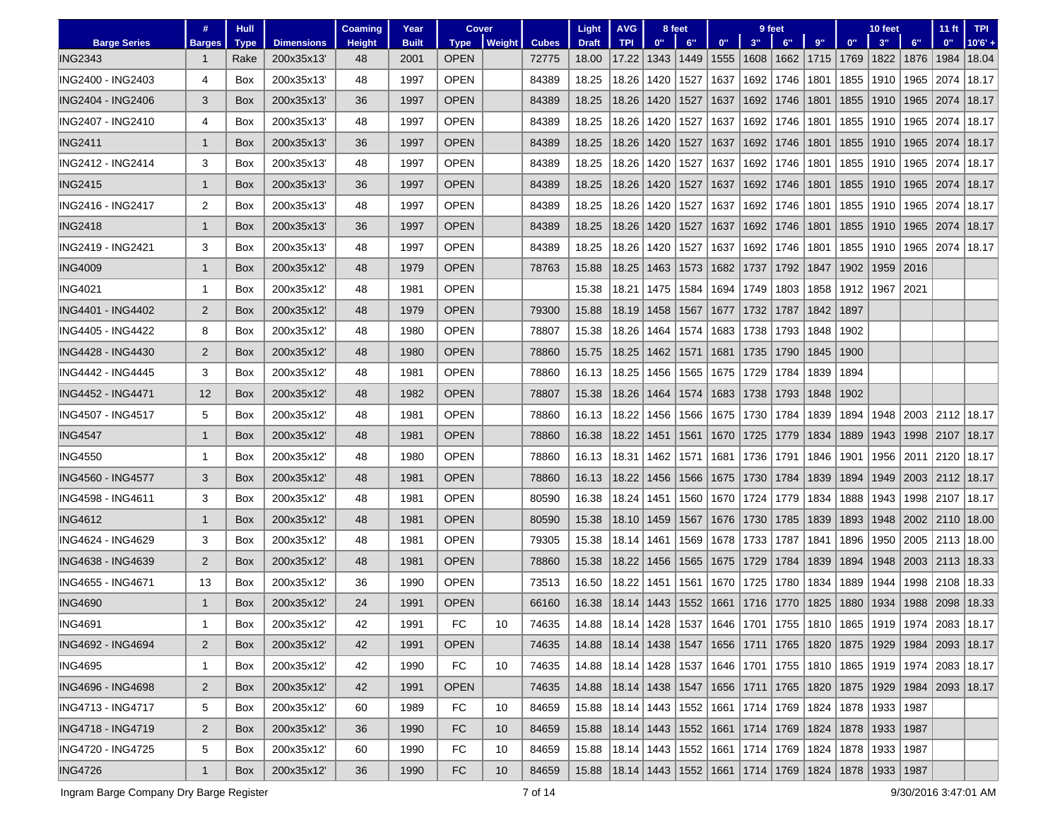| Barge Series | # Barges | Hull Type | Dimensions | Coaming Height | Year Built | Cover Type | Cover Weight | Cubes | Light Draft | AVG TPI | 8 feet 0" | 8 feet 6" | 9 feet 0" | 9 feet 3" | 9 feet 6" | 9 feet 9" | 10 feet 0" | 10 feet 3" | 10 feet 6" | 11 ft 0" | TPI 10'6' + |
|---|---|---|---|---|---|---|---|---|---|---|---|---|---|---|---|---|---|---|---|---|---|
| ING2343 | 1 | Rake | 200x35x13' | 48 | 2001 | OPEN | | 72775 | 18.00 | 17.22 | 1343 | 1449 | 1555 | 1608 | 1662 | 1715 | 1769 | 1822 | 1876 | 1984 | 18.04 |
| ING2400 - ING2403 | 4 | Box | 200x35x13' | 48 | 1997 | OPEN | | 84389 | 18.25 | 18.26 | 1420 | 1527 | 1637 | 1692 | 1746 | 1801 | 1855 | 1910 | 1965 | 2074 | 18.17 |
| ING2404 - ING2406 | 3 | Box | 200x35x13' | 36 | 1997 | OPEN | | 84389 | 18.25 | 18.26 | 1420 | 1527 | 1637 | 1692 | 1746 | 1801 | 1855 | 1910 | 1965 | 2074 | 18.17 |
| ING2407 - ING2410 | 4 | Box | 200x35x13' | 48 | 1997 | OPEN | | 84389 | 18.25 | 18.26 | 1420 | 1527 | 1637 | 1692 | 1746 | 1801 | 1855 | 1910 | 1965 | 2074 | 18.17 |
| ING2411 | 1 | Box | 200x35x13' | 36 | 1997 | OPEN | | 84389 | 18.25 | 18.26 | 1420 | 1527 | 1637 | 1692 | 1746 | 1801 | 1855 | 1910 | 1965 | 2074 | 18.17 |
| ING2412 - ING2414 | 3 | Box | 200x35x13' | 48 | 1997 | OPEN | | 84389 | 18.25 | 18.26 | 1420 | 1527 | 1637 | 1692 | 1746 | 1801 | 1855 | 1910 | 1965 | 2074 | 18.17 |
| ING2415 | 1 | Box | 200x35x13' | 36 | 1997 | OPEN | | 84389 | 18.25 | 18.26 | 1420 | 1527 | 1637 | 1692 | 1746 | 1801 | 1855 | 1910 | 1965 | 2074 | 18.17 |
| ING2416 - ING2417 | 2 | Box | 200x35x13' | 48 | 1997 | OPEN | | 84389 | 18.25 | 18.26 | 1420 | 1527 | 1637 | 1692 | 1746 | 1801 | 1855 | 1910 | 1965 | 2074 | 18.17 |
| ING2418 | 1 | Box | 200x35x13' | 36 | 1997 | OPEN | | 84389 | 18.25 | 18.26 | 1420 | 1527 | 1637 | 1692 | 1746 | 1801 | 1855 | 1910 | 1965 | 2074 | 18.17 |
| ING2419 - ING2421 | 3 | Box | 200x35x13' | 48 | 1997 | OPEN | | 84389 | 18.25 | 18.26 | 1420 | 1527 | 1637 | 1692 | 1746 | 1801 | 1855 | 1910 | 1965 | 2074 | 18.17 |
| ING4009 | 1 | Box | 200x35x12' | 48 | 1979 | OPEN | | 78763 | 15.88 | 18.25 | 1463 | 1573 | 1682 | 1737 | 1792 | 1847 | 1902 | 1959 | 2016 | | |
| ING4021 | 1 | Box | 200x35x12' | 48 | 1981 | OPEN | | | 15.38 | 18.21 | 1475 | 1584 | 1694 | 1749 | 1803 | 1858 | 1912 | 1967 | 2021 | | |
| ING4401 - ING4402 | 2 | Box | 200x35x12' | 48 | 1979 | OPEN | | 79300 | 15.88 | 18.19 | 1458 | 1567 | 1677 | 1732 | 1787 | 1842 | 1897 | | | | |
| ING4405 - ING4422 | 8 | Box | 200x35x12' | 48 | 1980 | OPEN | | 78807 | 15.38 | 18.26 | 1464 | 1574 | 1683 | 1738 | 1793 | 1848 | 1902 | | | | |
| ING4428 - ING4430 | 2 | Box | 200x35x12' | 48 | 1980 | OPEN | | 78860 | 15.75 | 18.25 | 1462 | 1571 | 1681 | 1735 | 1790 | 1845 | 1900 | | | | |
| ING4442 - ING4445 | 3 | Box | 200x35x12' | 48 | 1981 | OPEN | | 78860 | 16.13 | 18.25 | 1456 | 1565 | 1675 | 1729 | 1784 | 1839 | 1894 | | | | |
| ING4452 - ING4471 | 12 | Box | 200x35x12' | 48 | 1982 | OPEN | | 78807 | 15.38 | 18.26 | 1464 | 1574 | 1683 | 1738 | 1793 | 1848 | 1902 | | | | |
| ING4507 - ING4517 | 5 | Box | 200x35x12' | 48 | 1981 | OPEN | | 78860 | 16.13 | 18.22 | 1456 | 1566 | 1675 | 1730 | 1784 | 1839 | 1894 | 1948 | 2003 | 2112 | 18.17 |
| ING4547 | 1 | Box | 200x35x12' | 48 | 1981 | OPEN | | 78860 | 16.38 | 18.22 | 1451 | 1561 | 1670 | 1725 | 1779 | 1834 | 1889 | 1943 | 1998 | 2107 | 18.17 |
| ING4550 | 1 | Box | 200x35x12' | 48 | 1980 | OPEN | | 78860 | 16.13 | 18.31 | 1462 | 1571 | 1681 | 1736 | 1791 | 1846 | 1901 | 1956 | 2011 | 2120 | 18.17 |
| ING4560 - ING4577 | 3 | Box | 200x35x12' | 48 | 1981 | OPEN | | 78860 | 16.13 | 18.22 | 1456 | 1566 | 1675 | 1730 | 1784 | 1839 | 1894 | 1949 | 2003 | 2112 | 18.17 |
| ING4598 - ING4611 | 3 | Box | 200x35x12' | 48 | 1981 | OPEN | | 80590 | 16.38 | 18.24 | 1451 | 1560 | 1670 | 1724 | 1779 | 1834 | 1888 | 1943 | 1998 | 2107 | 18.17 |
| ING4612 | 1 | Box | 200x35x12' | 48 | 1981 | OPEN | | 80590 | 15.38 | 18.10 | 1459 | 1567 | 1676 | 1730 | 1785 | 1839 | 1893 | 1948 | 2002 | 2110 | 18.00 |
| ING4624 - ING4629 | 3 | Box | 200x35x12' | 48 | 1981 | OPEN | | 79305 | 15.38 | 18.14 | 1461 | 1569 | 1678 | 1733 | 1787 | 1841 | 1896 | 1950 | 2005 | 2113 | 18.00 |
| ING4638 - ING4639 | 2 | Box | 200x35x12' | 48 | 1981 | OPEN | | 78860 | 15.38 | 18.22 | 1456 | 1565 | 1675 | 1729 | 1784 | 1839 | 1894 | 1948 | 2003 | 2113 | 18.33 |
| ING4655 - ING4671 | 13 | Box | 200x35x12' | 36 | 1990 | OPEN | | 73513 | 16.50 | 18.22 | 1451 | 1561 | 1670 | 1725 | 1780 | 1834 | 1889 | 1944 | 1998 | 2108 | 18.33 |
| ING4690 | 1 | Box | 200x35x12' | 24 | 1991 | OPEN | | 66160 | 16.38 | 18.14 | 1443 | 1552 | 1661 | 1716 | 1770 | 1825 | 1880 | 1934 | 1988 | 2098 | 18.33 |
| ING4691 | 1 | Box | 200x35x12' | 42 | 1991 | FC | 10 | 74635 | 14.88 | 18.14 | 1428 | 1537 | 1646 | 1701 | 1755 | 1810 | 1865 | 1919 | 1974 | 2083 | 18.17 |
| ING4692 - ING4694 | 2 | Box | 200x35x12' | 42 | 1991 | OPEN | | 74635 | 14.88 | 18.14 | 1438 | 1547 | 1656 | 1711 | 1765 | 1820 | 1875 | 1929 | 1984 | 2093 | 18.17 |
| ING4695 | 1 | Box | 200x35x12' | 42 | 1990 | FC | 10 | 74635 | 14.88 | 18.14 | 1428 | 1537 | 1646 | 1701 | 1755 | 1810 | 1865 | 1919 | 1974 | 2083 | 18.17 |
| ING4696 - ING4698 | 2 | Box | 200x35x12' | 42 | 1991 | OPEN | | 74635 | 14.88 | 18.14 | 1438 | 1547 | 1656 | 1711 | 1765 | 1820 | 1875 | 1929 | 1984 | 2093 | 18.17 |
| ING4713 - ING4717 | 5 | Box | 200x35x12' | 60 | 1989 | FC | 10 | 84659 | 15.88 | 18.14 | 1443 | 1552 | 1661 | 1714 | 1769 | 1824 | 1878 | 1933 | 1987 | | |
| ING4718 - ING4719 | 2 | Box | 200x35x12' | 36 | 1990 | FC | 10 | 84659 | 15.88 | 18.14 | 1443 | 1552 | 1661 | 1714 | 1769 | 1824 | 1878 | 1933 | 1987 | | |
| ING4720 - ING4725 | 5 | Box | 200x35x12' | 60 | 1990 | FC | 10 | 84659 | 15.88 | 18.14 | 1443 | 1552 | 1661 | 1714 | 1769 | 1824 | 1878 | 1933 | 1987 | | |
| ING4726 | 1 | Box | 200x35x12' | 36 | 1990 | FC | 10 | 84659 | 15.88 | 18.14 | 1443 | 1552 | 1661 | 1714 | 1769 | 1824 | 1878 | 1933 | 1987 | | |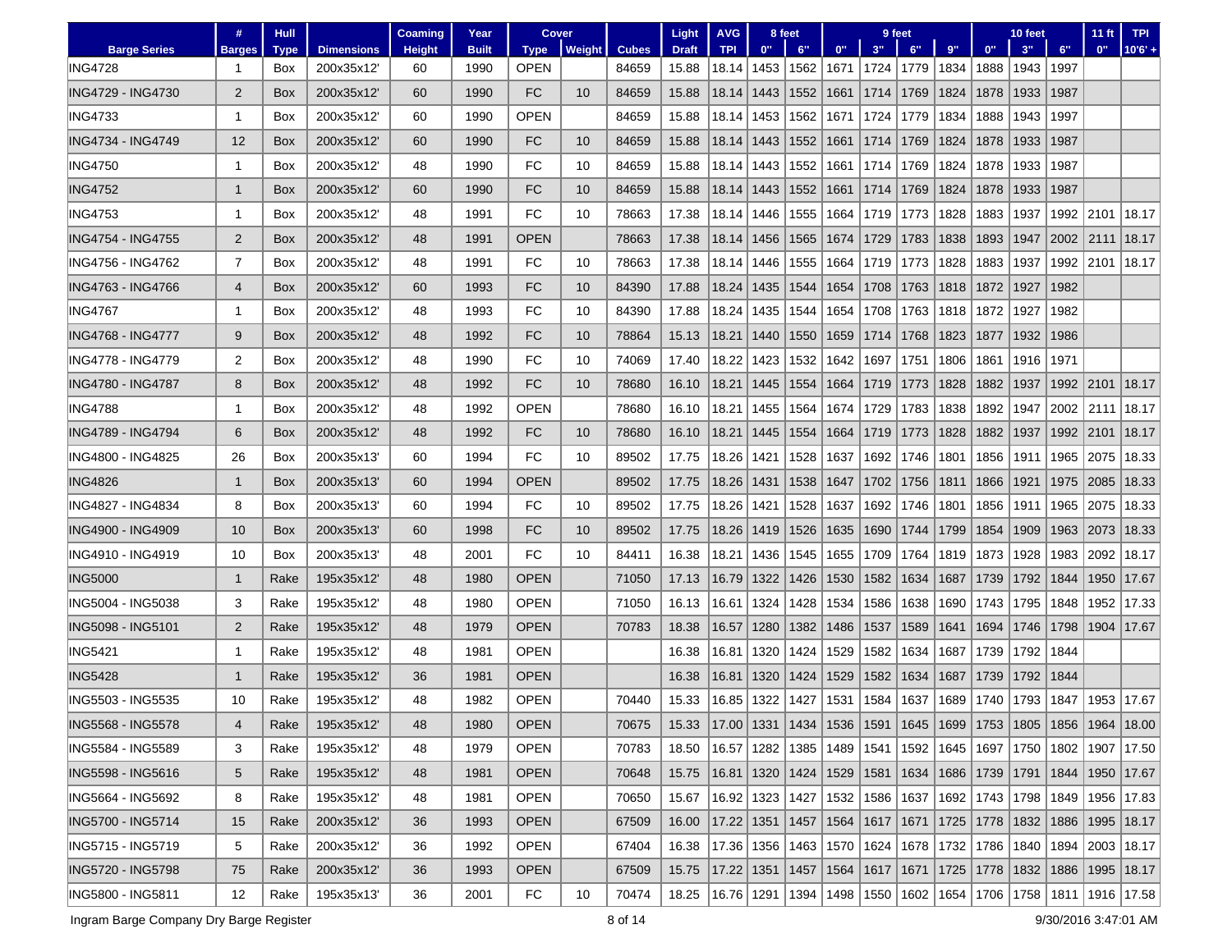| # | Hull | | Coaming | Year | Cover | | | Light | AVG | 8 feet | | 9 feet | | | | 10 feet | | | 11 ft | TPI |
|---|---|---|---|---|---|---|---|---|---|---|---|---|---|---|---|---|---|---|---|---|
| **Barge Series** | **Barges** | **Type** | **Dimensions** | **Height** | **Built** | **Type** | **Weight** | **Cubes** | **Draft** | **TPI** | **0"** | **6"** | **0"** | **3"** | **6"** | **9"** | **0"** | **3"** | **6"** | **0"** | **10'6' +** |
| ING4728 | 1 | Box | 200x35x12' | 60 | 1990 | OPEN | | 84659 | 15.88 | 18.14 | 1453 | 1562 | 1671 | 1724 | 1779 | 1834 | 1888 | 1943 | 1997 | | |
| ING4729 - ING4730 | 2 | Box | 200x35x12' | 60 | 1990 | FC | 10 | 84659 | 15.88 | 18.14 | 1443 | 1552 | 1661 | 1714 | 1769 | 1824 | 1878 | 1933 | 1987 | | |
| ING4733 | 1 | Box | 200x35x12' | 60 | 1990 | OPEN | | 84659 | 15.88 | 18.14 | 1453 | 1562 | 1671 | 1724 | 1779 | 1834 | 1888 | 1943 | 1997 | | |
| ING4734 - ING4749 | 12 | Box | 200x35x12' | 60 | 1990 | FC | 10 | 84659 | 15.88 | 18.14 | 1443 | 1552 | 1661 | 1714 | 1769 | 1824 | 1878 | 1933 | 1987 | | |
| ING4750 | 1 | Box | 200x35x12' | 48 | 1990 | FC | 10 | 84659 | 15.88 | 18.14 | 1443 | 1552 | 1661 | 1714 | 1769 | 1824 | 1878 | 1933 | 1987 | | |
| ING4752 | 1 | Box | 200x35x12' | 60 | 1990 | FC | 10 | 84659 | 15.88 | 18.14 | 1443 | 1552 | 1661 | 1714 | 1769 | 1824 | 1878 | 1933 | 1987 | | |
| ING4753 | 1 | Box | 200x35x12' | 48 | 1991 | FC | 10 | 78663 | 17.38 | 18.14 | 1446 | 1555 | 1664 | 1719 | 1773 | 1828 | 1883 | 1937 | 1992 | 2101 | 18.17 |
| ING4754 - ING4755 | 2 | Box | 200x35x12' | 48 | 1991 | OPEN | | 78663 | 17.38 | 18.14 | 1456 | 1565 | 1674 | 1729 | 1783 | 1838 | 1893 | 1947 | 2002 | 2111 | 18.17 |
| ING4756 - ING4762 | 7 | Box | 200x35x12' | 48 | 1991 | FC | 10 | 78663 | 17.38 | 18.14 | 1446 | 1555 | 1664 | 1719 | 1773 | 1828 | 1883 | 1937 | 1992 | 2101 | 18.17 |
| ING4763 - ING4766 | 4 | Box | 200x35x12' | 60 | 1993 | FC | 10 | 84390 | 17.88 | 18.24 | 1435 | 1544 | 1654 | 1708 | 1763 | 1818 | 1872 | 1927 | 1982 | | |
| ING4767 | 1 | Box | 200x35x12' | 48 | 1993 | FC | 10 | 84390 | 17.88 | 18.24 | 1435 | 1544 | 1654 | 1708 | 1763 | 1818 | 1872 | 1927 | 1982 | | |
| ING4768 - ING4777 | 9 | Box | 200x35x12' | 48 | 1992 | FC | 10 | 78864 | 15.13 | 18.21 | 1440 | 1550 | 1659 | 1714 | 1768 | 1823 | 1877 | 1932 | 1986 | | |
| ING4778 - ING4779 | 2 | Box | 200x35x12' | 48 | 1990 | FC | 10 | 74069 | 17.40 | 18.22 | 1423 | 1532 | 1642 | 1697 | 1751 | 1806 | 1861 | 1916 | 1971 | | |
| ING4780 - ING4787 | 8 | Box | 200x35x12' | 48 | 1992 | FC | 10 | 78680 | 16.10 | 18.21 | 1445 | 1554 | 1664 | 1719 | 1773 | 1828 | 1882 | 1937 | 1992 | 2101 | 18.17 |
| ING4788 | 1 | Box | 200x35x12' | 48 | 1992 | OPEN | | 78680 | 16.10 | 18.21 | 1455 | 1564 | 1674 | 1729 | 1783 | 1838 | 1892 | 1947 | 2002 | 2111 | 18.17 |
| ING4789 - ING4794 | 6 | Box | 200x35x12' | 48 | 1992 | FC | 10 | 78680 | 16.10 | 18.21 | 1445 | 1554 | 1664 | 1719 | 1773 | 1828 | 1882 | 1937 | 1992 | 2101 | 18.17 |
| ING4800 - ING4825 | 26 | Box | 200x35x13' | 60 | 1994 | FC | 10 | 89502 | 17.75 | 18.26 | 1421 | 1528 | 1637 | 1692 | 1746 | 1801 | 1856 | 1911 | 1965 | 2075 | 18.33 |
| ING4826 | 1 | Box | 200x35x13' | 60 | 1994 | OPEN | | 89502 | 17.75 | 18.26 | 1431 | 1538 | 1647 | 1702 | 1756 | 1811 | 1866 | 1921 | 1975 | 2085 | 18.33 |
| ING4827 - ING4834 | 8 | Box | 200x35x13' | 60 | 1994 | FC | 10 | 89502 | 17.75 | 18.26 | 1421 | 1528 | 1637 | 1692 | 1746 | 1801 | 1856 | 1911 | 1965 | 2075 | 18.33 |
| ING4900 - ING4909 | 10 | Box | 200x35x13' | 60 | 1998 | FC | 10 | 89502 | 17.75 | 18.26 | 1419 | 1526 | 1635 | 1690 | 1744 | 1799 | 1854 | 1909 | 1963 | 2073 | 18.33 |
| ING4910 - ING4919 | 10 | Box | 200x35x13' | 48 | 2001 | FC | 10 | 84411 | 16.38 | 18.21 | 1436 | 1545 | 1655 | 1709 | 1764 | 1819 | 1873 | 1928 | 1983 | 2092 | 18.17 |
| ING5000 | 1 | Rake | 195x35x12' | 48 | 1980 | OPEN | | 71050 | 17.13 | 16.79 | 1322 | 1426 | 1530 | 1582 | 1634 | 1687 | 1739 | 1792 | 1844 | 1950 | 17.67 |
| ING5004 - ING5038 | 3 | Rake | 195x35x12' | 48 | 1980 | OPEN | | 71050 | 16.13 | 16.61 | 1324 | 1428 | 1534 | 1586 | 1638 | 1690 | 1743 | 1795 | 1848 | 1952 | 17.33 |
| ING5098 - ING5101 | 2 | Rake | 195x35x12' | 48 | 1979 | OPEN | | 70783 | 18.38 | 16.57 | 1280 | 1382 | 1486 | 1537 | 1589 | 1641 | 1694 | 1746 | 1798 | 1904 | 17.67 |
| ING5421 | 1 | Rake | 195x35x12' | 48 | 1981 | OPEN | | | 16.38 | 16.81 | 1320 | 1424 | 1529 | 1582 | 1634 | 1687 | 1739 | 1792 | 1844 | | |
| ING5428 | 1 | Rake | 195x35x12' | 36 | 1981 | OPEN | | | 16.38 | 16.81 | 1320 | 1424 | 1529 | 1582 | 1634 | 1687 | 1739 | 1792 | 1844 | | |
| ING5503 - ING5535 | 10 | Rake | 195x35x12' | 48 | 1982 | OPEN | | 70440 | 15.33 | 16.85 | 1322 | 1427 | 1531 | 1584 | 1637 | 1689 | 1740 | 1793 | 1847 | 1953 | 17.67 |
| ING5568 - ING5578 | 4 | Rake | 195x35x12' | 48 | 1980 | OPEN | | 70675 | 15.33 | 17.00 | 1331 | 1434 | 1536 | 1591 | 1645 | 1699 | 1753 | 1805 | 1856 | 1964 | 18.00 |
| ING5584 - ING5589 | 3 | Rake | 195x35x12' | 48 | 1979 | OPEN | | 70783 | 18.50 | 16.57 | 1282 | 1385 | 1489 | 1541 | 1592 | 1645 | 1697 | 1750 | 1802 | 1907 | 17.50 |
| ING5598 - ING5616 | 5 | Rake | 195x35x12' | 48 | 1981 | OPEN | | 70648 | 15.75 | 16.81 | 1320 | 1424 | 1529 | 1581 | 1634 | 1686 | 1739 | 1791 | 1844 | 1950 | 17.67 |
| ING5664 - ING5692 | 8 | Rake | 195x35x12' | 48 | 1981 | OPEN | | 70650 | 15.67 | 16.92 | 1323 | 1427 | 1532 | 1586 | 1637 | 1692 | 1743 | 1798 | 1849 | 1956 | 17.83 |
| ING5700 - ING5714 | 15 | Rake | 200x35x12' | 36 | 1993 | OPEN | | 67509 | 16.00 | 17.22 | 1351 | 1457 | 1564 | 1617 | 1671 | 1725 | 1778 | 1832 | 1886 | 1995 | 18.17 |
| ING5715 - ING5719 | 5 | Rake | 200x35x12' | 36 | 1992 | OPEN | | 67404 | 16.38 | 17.36 | 1356 | 1463 | 1570 | 1624 | 1678 | 1732 | 1786 | 1840 | 1894 | 2003 | 18.17 |
| ING5720 - ING5798 | 75 | Rake | 200x35x12' | 36 | 1993 | OPEN | | 67509 | 15.75 | 17.22 | 1351 | 1457 | 1564 | 1617 | 1671 | 1725 | 1778 | 1832 | 1886 | 1995 | 18.17 |
| ING5800 - ING5811 | 12 | Rake | 195x35x13' | 36 | 2001 | FC | 10 | 70474 | 18.25 | 16.76 | 1291 | 1394 | 1498 | 1550 | 1602 | 1654 | 1706 | 1758 | 1811 | 1916 | 17.58 |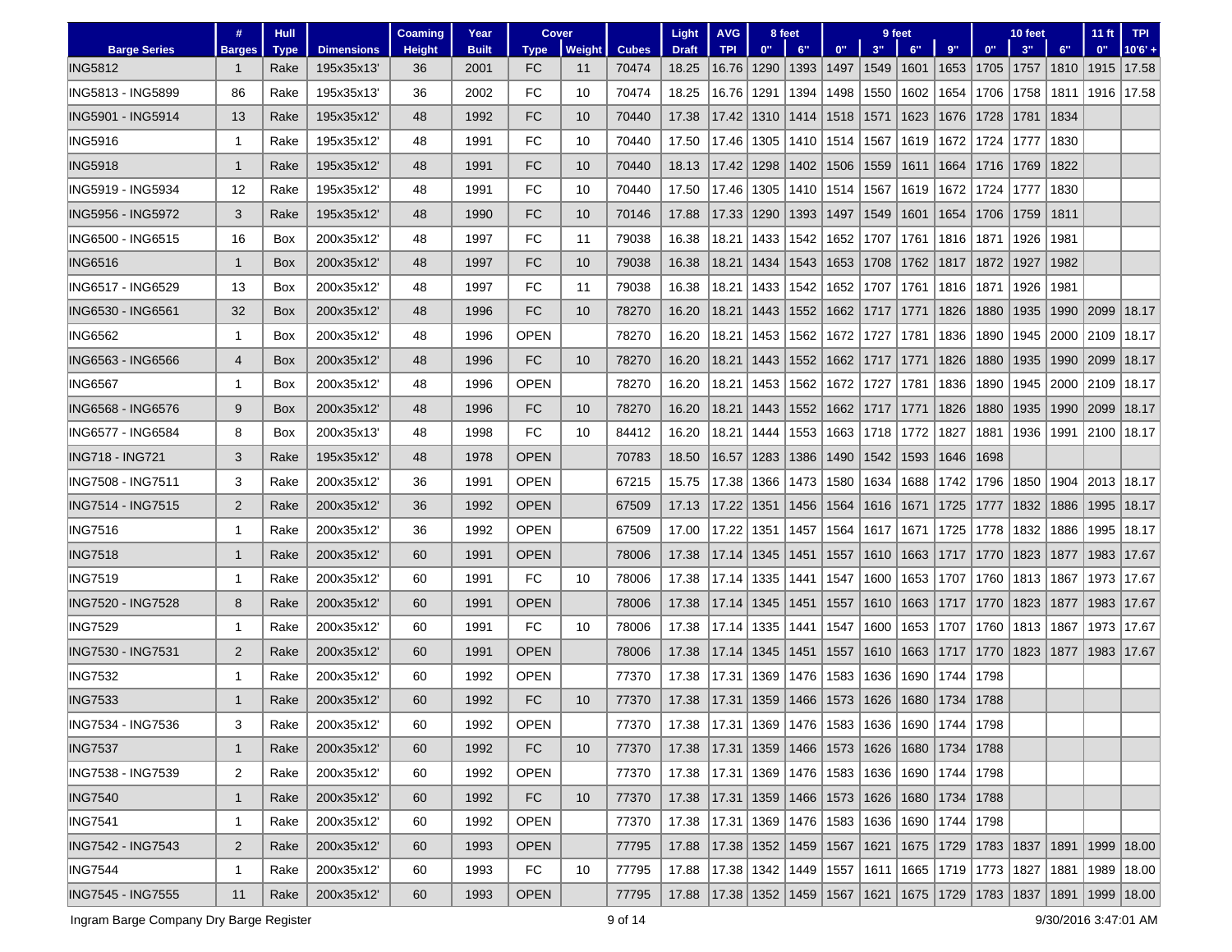| Barge Series | # Barges | Hull Type | Dimensions | Coaming Height | Year Built | Cover Type | Cover Weight | Cubes | Light Draft | AVG TPI | 8 feet 0" | 8 feet 6" | 9 feet 0" | 9 feet 3" | 9 feet 6" | 9 feet 9" | 10 feet 0" | 10 feet 3" | 10 feet 6" | 11 ft 0" | TPI 10'6' + |
|---|---|---|---|---|---|---|---|---|---|---|---|---|---|---|---|---|---|---|---|---|---|
| ING5812 | 1 | Rake | 195x35x13' | 36 | 2001 | FC | 11 | 70474 | 18.25 | 16.76 | 1290 | 1393 | 1497 | 1549 | 1601 | 1653 | 1705 | 1757 | 1810 | 1915 | 17.58 |
| ING5813 - ING5899 | 86 | Rake | 195x35x13' | 36 | 2002 | FC | 10 | 70474 | 18.25 | 16.76 | 1291 | 1394 | 1498 | 1550 | 1602 | 1654 | 1706 | 1758 | 1811 | 1916 | 17.58 |
| ING5901 - ING5914 | 13 | Rake | 195x35x12' | 48 | 1992 | FC | 10 | 70440 | 17.38 | 17.42 | 1310 | 1414 | 1518 | 1571 | 1623 | 1676 | 1728 | 1781 | 1834 | | |
| ING5916 | 1 | Rake | 195x35x12' | 48 | 1991 | FC | 10 | 70440 | 17.50 | 17.46 | 1305 | 1410 | 1514 | 1567 | 1619 | 1672 | 1724 | 1777 | 1830 | | |
| ING5918 | 1 | Rake | 195x35x12' | 48 | 1991 | FC | 10 | 70440 | 18.13 | 17.42 | 1298 | 1402 | 1506 | 1559 | 1611 | 1664 | 1716 | 1769 | 1822 | | |
| ING5919 - ING5934 | 12 | Rake | 195x35x12' | 48 | 1991 | FC | 10 | 70440 | 17.50 | 17.46 | 1305 | 1410 | 1514 | 1567 | 1619 | 1672 | 1724 | 1777 | 1830 | | |
| ING5956 - ING5972 | 3 | Rake | 195x35x12' | 48 | 1990 | FC | 10 | 70146 | 17.88 | 17.33 | 1290 | 1393 | 1497 | 1549 | 1601 | 1654 | 1706 | 1759 | 1811 | | |
| ING6500 - ING6515 | 16 | Box | 200x35x12' | 48 | 1997 | FC | 11 | 79038 | 16.38 | 18.21 | 1433 | 1542 | 1652 | 1707 | 1761 | 1816 | 1871 | 1926 | 1981 | | |
| ING6516 | 1 | Box | 200x35x12' | 48 | 1997 | FC | 10 | 79038 | 16.38 | 18.21 | 1434 | 1543 | 1653 | 1708 | 1762 | 1817 | 1872 | 1927 | 1982 | | |
| ING6517 - ING6529 | 13 | Box | 200x35x12' | 48 | 1997 | FC | 11 | 79038 | 16.38 | 18.21 | 1433 | 1542 | 1652 | 1707 | 1761 | 1816 | 1871 | 1926 | 1981 | | |
| ING6530 - ING6561 | 32 | Box | 200x35x12' | 48 | 1996 | FC | 10 | 78270 | 16.20 | 18.21 | 1443 | 1552 | 1662 | 1717 | 1771 | 1826 | 1880 | 1935 | 1990 | 2099 | 18.17 |
| ING6562 | 1 | Box | 200x35x12' | 48 | 1996 | OPEN | | 78270 | 16.20 | 18.21 | 1453 | 1562 | 1672 | 1727 | 1781 | 1836 | 1890 | 1945 | 2000 | 2109 | 18.17 |
| ING6563 - ING6566 | 4 | Box | 200x35x12' | 48 | 1996 | FC | 10 | 78270 | 16.20 | 18.21 | 1443 | 1552 | 1662 | 1717 | 1771 | 1826 | 1880 | 1935 | 1990 | 2099 | 18.17 |
| ING6567 | 1 | Box | 200x35x12' | 48 | 1996 | OPEN | | 78270 | 16.20 | 18.21 | 1453 | 1562 | 1672 | 1727 | 1781 | 1836 | 1890 | 1945 | 2000 | 2109 | 18.17 |
| ING6568 - ING6576 | 9 | Box | 200x35x12' | 48 | 1996 | FC | 10 | 78270 | 16.20 | 18.21 | 1443 | 1552 | 1662 | 1717 | 1771 | 1826 | 1880 | 1935 | 1990 | 2099 | 18.17 |
| ING6577 - ING6584 | 8 | Box | 200x35x13' | 48 | 1998 | FC | 10 | 84412 | 16.20 | 18.21 | 1444 | 1553 | 1663 | 1718 | 1772 | 1827 | 1881 | 1936 | 1991 | 2100 | 18.17 |
| ING718 - ING721 | 3 | Rake | 195x35x12' | 48 | 1978 | OPEN | | 70783 | 18.50 | 16.57 | 1283 | 1386 | 1490 | 1542 | 1593 | 1646 | 1698 | | | | |
| ING7508 - ING7511 | 3 | Rake | 200x35x12' | 36 | 1991 | OPEN | | 67215 | 15.75 | 17.38 | 1366 | 1473 | 1580 | 1634 | 1688 | 1742 | 1796 | 1850 | 1904 | 2013 | 18.17 |
| ING7514 - ING7515 | 2 | Rake | 200x35x12' | 36 | 1992 | OPEN | | 67509 | 17.13 | 17.22 | 1351 | 1456 | 1564 | 1616 | 1671 | 1725 | 1777 | 1832 | 1886 | 1995 | 18.17 |
| ING7516 | 1 | Rake | 200x35x12' | 36 | 1992 | OPEN | | 67509 | 17.00 | 17.22 | 1351 | 1457 | 1564 | 1617 | 1671 | 1725 | 1778 | 1832 | 1886 | 1995 | 18.17 |
| ING7518 | 1 | Rake | 200x35x12' | 60 | 1991 | OPEN | | 78006 | 17.38 | 17.14 | 1345 | 1451 | 1557 | 1610 | 1663 | 1717 | 1770 | 1823 | 1877 | 1983 | 17.67 |
| ING7519 | 1 | Rake | 200x35x12' | 60 | 1991 | FC | 10 | 78006 | 17.38 | 17.14 | 1335 | 1441 | 1547 | 1600 | 1653 | 1707 | 1760 | 1813 | 1867 | 1973 | 17.67 |
| ING7520 - ING7528 | 8 | Rake | 200x35x12' | 60 | 1991 | OPEN | | 78006 | 17.38 | 17.14 | 1345 | 1451 | 1557 | 1610 | 1663 | 1717 | 1770 | 1823 | 1877 | 1983 | 17.67 |
| ING7529 | 1 | Rake | 200x35x12' | 60 | 1991 | FC | 10 | 78006 | 17.38 | 17.14 | 1335 | 1441 | 1547 | 1600 | 1653 | 1707 | 1760 | 1813 | 1867 | 1973 | 17.67 |
| ING7530 - ING7531 | 2 | Rake | 200x35x12' | 60 | 1991 | OPEN | | 78006 | 17.38 | 17.14 | 1345 | 1451 | 1557 | 1610 | 1663 | 1717 | 1770 | 1823 | 1877 | 1983 | 17.67 |
| ING7532 | 1 | Rake | 200x35x12' | 60 | 1992 | OPEN | | 77370 | 17.38 | 17.31 | 1369 | 1476 | 1583 | 1636 | 1690 | 1744 | 1798 | | | | |
| ING7533 | 1 | Rake | 200x35x12' | 60 | 1992 | FC | 10 | 77370 | 17.38 | 17.31 | 1359 | 1466 | 1573 | 1626 | 1680 | 1734 | 1788 | | | | |
| ING7534 - ING7536 | 3 | Rake | 200x35x12' | 60 | 1992 | OPEN | | 77370 | 17.38 | 17.31 | 1369 | 1476 | 1583 | 1636 | 1690 | 1744 | 1798 | | | | |
| ING7537 | 1 | Rake | 200x35x12' | 60 | 1992 | FC | 10 | 77370 | 17.38 | 17.31 | 1359 | 1466 | 1573 | 1626 | 1680 | 1734 | 1788 | | | | |
| ING7538 - ING7539 | 2 | Rake | 200x35x12' | 60 | 1992 | OPEN | | 77370 | 17.38 | 17.31 | 1369 | 1476 | 1583 | 1636 | 1690 | 1744 | 1798 | | | | |
| ING7540 | 1 | Rake | 200x35x12' | 60 | 1992 | FC | 10 | 77370 | 17.38 | 17.31 | 1359 | 1466 | 1573 | 1626 | 1680 | 1734 | 1788 | | | | |
| ING7541 | 1 | Rake | 200x35x12' | 60 | 1992 | OPEN | | 77370 | 17.38 | 17.31 | 1369 | 1476 | 1583 | 1636 | 1690 | 1744 | 1798 | | | | |
| ING7542 - ING7543 | 2 | Rake | 200x35x12' | 60 | 1993 | OPEN | | 77795 | 17.88 | 17.38 | 1352 | 1459 | 1567 | 1621 | 1675 | 1729 | 1783 | 1837 | 1891 | 1999 | 18.00 |
| ING7544 | 1 | Rake | 200x35x12' | 60 | 1993 | FC | 10 | 77795 | 17.88 | 17.38 | 1342 | 1449 | 1557 | 1611 | 1665 | 1719 | 1773 | 1827 | 1881 | 1989 | 18.00 |
| ING7545 - ING7555 | 11 | Rake | 200x35x12' | 60 | 1993 | OPEN | | 77795 | 17.88 | 17.38 | 1352 | 1459 | 1567 | 1621 | 1675 | 1729 | 1783 | 1837 | 1891 | 1999 | 18.00 |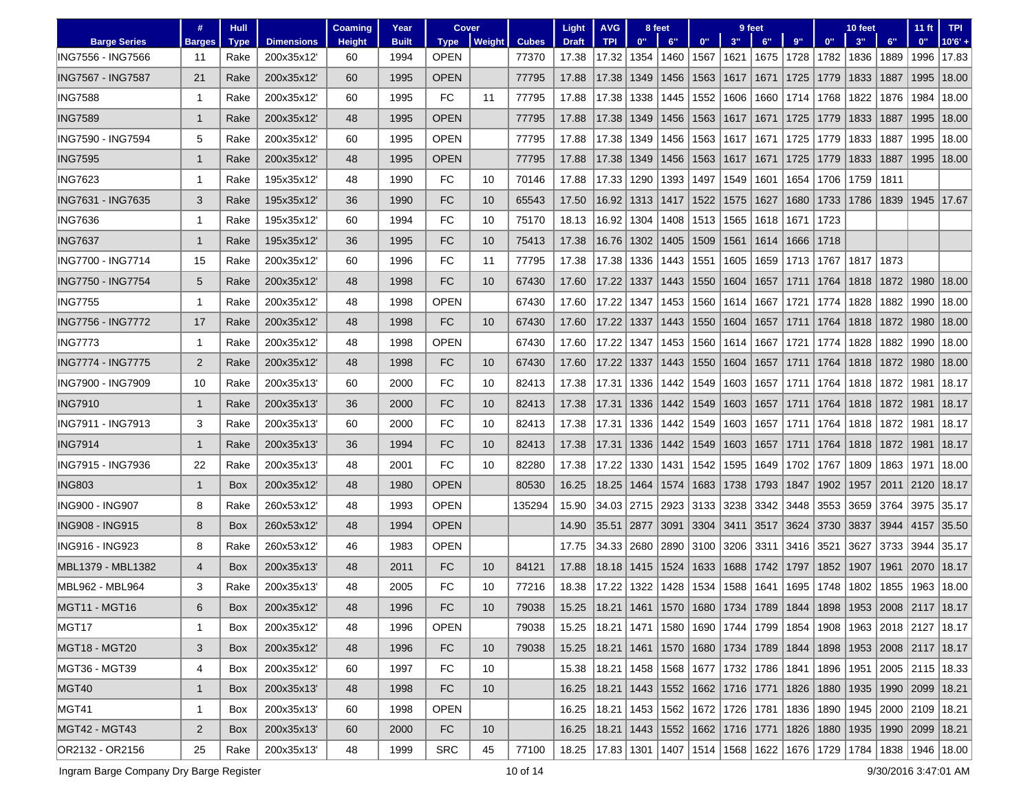| Barge Series | # Barges | Hull Type | Dimensions | Coaming Height | Year Built | Cover Type | Cover Weight | Cubes | Light Draft | AVG TPI | 8 feet 0" | 8 feet 6" | 9 feet 0" | 9 feet 3" | 9 feet 6" | 9 feet 9" | 10 feet 0" | 10 feet 3" | 10 feet 6" | 11 ft 0" | TPI 10'6" + |
|---|---|---|---|---|---|---|---|---|---|---|---|---|---|---|---|---|---|---|---|---|---|
| ING7556 - ING7566 | 11 | Rake | 200x35x12' | 60 | 1994 | OPEN | | 77370 | 17.38 | 17.32 | 1354 | 1460 | 1567 | 1621 | 1675 | 1728 | 1782 | 1836 | 1889 | 1996 | 17.83 |
| ING7567 - ING7587 | 21 | Rake | 200x35x12' | 60 | 1995 | OPEN | | 77795 | 17.88 | 17.38 | 1349 | 1456 | 1563 | 1617 | 1671 | 1725 | 1779 | 1833 | 1887 | 1995 | 18.00 |
| ING7588 | 1 | Rake | 200x35x12' | 60 | 1995 | FC | 11 | 77795 | 17.88 | 17.38 | 1338 | 1445 | 1552 | 1606 | 1660 | 1714 | 1768 | 1822 | 1876 | 1984 | 18.00 |
| ING7589 | 1 | Rake | 200x35x12' | 48 | 1995 | OPEN | | 77795 | 17.88 | 17.38 | 1349 | 1456 | 1563 | 1617 | 1671 | 1725 | 1779 | 1833 | 1887 | 1995 | 18.00 |
| ING7590 - ING7594 | 5 | Rake | 200x35x12' | 60 | 1995 | OPEN | | 77795 | 17.88 | 17.38 | 1349 | 1456 | 1563 | 1617 | 1671 | 1725 | 1779 | 1833 | 1887 | 1995 | 18.00 |
| ING7595 | 1 | Rake | 200x35x12' | 48 | 1995 | OPEN | | 77795 | 17.88 | 17.38 | 1349 | 1456 | 1563 | 1617 | 1671 | 1725 | 1779 | 1833 | 1887 | 1995 | 18.00 |
| ING7623 | 1 | Rake | 195x35x12' | 48 | 1990 | FC | 10 | 70146 | 17.88 | 17.33 | 1290 | 1393 | 1497 | 1549 | 1601 | 1654 | 1706 | 1759 | 1811 | | |
| ING7631 - ING7635 | 3 | Rake | 195x35x12' | 36 | 1990 | FC | 10 | 65543 | 17.50 | 16.92 | 1313 | 1417 | 1522 | 1575 | 1627 | 1680 | 1733 | 1786 | 1839 | 1945 | 17.67 |
| ING7636 | 1 | Rake | 195x35x12' | 60 | 1994 | FC | 10 | 75170 | 18.13 | 16.92 | 1304 | 1408 | 1513 | 1565 | 1618 | 1671 | 1723 | | | | |
| ING7637 | 1 | Rake | 195x35x12' | 36 | 1995 | FC | 10 | 75413 | 17.38 | 16.76 | 1302 | 1405 | 1509 | 1561 | 1614 | 1666 | 1718 | | | | |
| ING7700 - ING7714 | 15 | Rake | 200x35x12' | 60 | 1996 | FC | 11 | 77795 | 17.38 | 17.38 | 1336 | 1443 | 1551 | 1605 | 1659 | 1713 | 1767 | 1817 | 1873 | | |
| ING7750 - ING7754 | 5 | Rake | 200x35x12' | 48 | 1998 | FC | 10 | 67430 | 17.60 | 17.22 | 1337 | 1443 | 1550 | 1604 | 1657 | 1711 | 1764 | 1818 | 1872 | 1980 | 18.00 |
| ING7755 | 1 | Rake | 200x35x12' | 48 | 1998 | OPEN | | 67430 | 17.60 | 17.22 | 1347 | 1453 | 1560 | 1614 | 1667 | 1721 | 1774 | 1828 | 1882 | 1990 | 18.00 |
| ING7756 - ING7772 | 17 | Rake | 200x35x12' | 48 | 1998 | FC | 10 | 67430 | 17.60 | 17.22 | 1337 | 1443 | 1550 | 1604 | 1657 | 1711 | 1764 | 1818 | 1872 | 1980 | 18.00 |
| ING7773 | 1 | Rake | 200x35x12' | 48 | 1998 | OPEN | | 67430 | 17.60 | 17.22 | 1347 | 1453 | 1560 | 1614 | 1667 | 1721 | 1774 | 1828 | 1882 | 1990 | 18.00 |
| ING7774 - ING7775 | 2 | Rake | 200x35x12' | 48 | 1998 | FC | 10 | 67430 | 17.60 | 17.22 | 1337 | 1443 | 1550 | 1604 | 1657 | 1711 | 1764 | 1818 | 1872 | 1980 | 18.00 |
| ING7900 - ING7909 | 10 | Rake | 200x35x13' | 60 | 2000 | FC | 10 | 82413 | 17.38 | 17.31 | 1336 | 1442 | 1549 | 1603 | 1657 | 1711 | 1764 | 1818 | 1872 | 1981 | 18.17 |
| ING7910 | 1 | Rake | 200x35x13' | 36 | 2000 | FC | 10 | 82413 | 17.38 | 17.31 | 1336 | 1442 | 1549 | 1603 | 1657 | 1711 | 1764 | 1818 | 1872 | 1981 | 18.17 |
| ING7911 - ING7913 | 3 | Rake | 200x35x13' | 60 | 2000 | FC | 10 | 82413 | 17.38 | 17.31 | 1336 | 1442 | 1549 | 1603 | 1657 | 1711 | 1764 | 1818 | 1872 | 1981 | 18.17 |
| ING7914 | 1 | Rake | 200x35x13' | 36 | 1994 | FC | 10 | 82413 | 17.38 | 17.31 | 1336 | 1442 | 1549 | 1603 | 1657 | 1711 | 1764 | 1818 | 1872 | 1981 | 18.17 |
| ING7915 - ING7936 | 22 | Rake | 200x35x13' | 48 | 2001 | FC | 10 | 82280 | 17.38 | 17.22 | 1330 | 1431 | 1542 | 1595 | 1649 | 1702 | 1767 | 1809 | 1863 | 1971 | 18.00 |
| ING803 | 1 | Box | 200x35x12' | 48 | 1980 | OPEN | | 80530 | 16.25 | 18.25 | 1464 | 1574 | 1683 | 1738 | 1793 | 1847 | 1902 | 1957 | 2011 | 2120 | 18.17 |
| ING900 - ING907 | 8 | Rake | 260x53x12' | 48 | 1993 | OPEN | | 135294 | 15.90 | 34.03 | 2715 | 2923 | 3133 | 3238 | 3342 | 3448 | 3553 | 3659 | 3764 | 3975 | 35.17 |
| ING908 - ING915 | 8 | Box | 260x53x12' | 48 | 1994 | OPEN | | | 14.90 | 35.51 | 2877 | 3091 | 3304 | 3411 | 3517 | 3624 | 3730 | 3837 | 3944 | 4157 | 35.50 |
| ING916 - ING923 | 8 | Rake | 260x53x12' | 46 | 1983 | OPEN | | | 17.75 | 34.33 | 2680 | 2890 | 3100 | 3206 | 3311 | 3416 | 3521 | 3627 | 3733 | 3944 | 35.17 |
| MBL1379 - MBL1382 | 4 | Box | 200x35x13' | 48 | 2011 | FC | 10 | 84121 | 17.88 | 18.18 | 1415 | 1524 | 1633 | 1688 | 1742 | 1797 | 1852 | 1907 | 1961 | 2070 | 18.17 |
| MBL962 - MBL964 | 3 | Rake | 200x35x13' | 48 | 2005 | FC | 10 | 77216 | 18.38 | 17.22 | 1322 | 1428 | 1534 | 1588 | 1641 | 1695 | 1748 | 1802 | 1855 | 1963 | 18.00 |
| MGT11 - MGT16 | 6 | Box | 200x35x12' | 48 | 1996 | FC | 10 | 79038 | 15.25 | 18.21 | 1461 | 1570 | 1680 | 1734 | 1789 | 1844 | 1898 | 1953 | 2008 | 2117 | 18.17 |
| MGT17 | 1 | Box | 200x35x12' | 48 | 1996 | OPEN | | 79038 | 15.25 | 18.21 | 1471 | 1580 | 1690 | 1744 | 1799 | 1854 | 1908 | 1963 | 2018 | 2127 | 18.17 |
| MGT18 - MGT20 | 3 | Box | 200x35x12' | 48 | 1996 | FC | 10 | 79038 | 15.25 | 18.21 | 1461 | 1570 | 1680 | 1734 | 1789 | 1844 | 1898 | 1953 | 2008 | 2117 | 18.17 |
| MGT36 - MGT39 | 4 | Box | 200x35x12' | 60 | 1997 | FC | 10 | | 15.38 | 18.21 | 1458 | 1568 | 1677 | 1732 | 1786 | 1841 | 1896 | 1951 | 2005 | 2115 | 18.33 |
| MGT40 | 1 | Box | 200x35x13' | 48 | 1998 | FC | 10 | | 16.25 | 18.21 | 1443 | 1552 | 1662 | 1716 | 1771 | 1826 | 1880 | 1935 | 1990 | 2099 | 18.21 |
| MGT41 | 1 | Box | 200x35x13' | 60 | 1998 | OPEN | | | 16.25 | 18.21 | 1453 | 1562 | 1672 | 1726 | 1781 | 1836 | 1890 | 1945 | 2000 | 2109 | 18.21 |
| MGT42 - MGT43 | 2 | Box | 200x35x13' | 60 | 2000 | FC | 10 | | 16.25 | 18.21 | 1443 | 1552 | 1662 | 1716 | 1771 | 1826 | 1880 | 1935 | 1990 | 2099 | 18.21 |
| OR2132 - OR2156 | 25 | Rake | 200x35x13' | 48 | 1999 | SRC | 45 | 77100 | 18.25 | 17.83 | 1301 | 1407 | 1514 | 1568 | 1622 | 1676 | 1729 | 1784 | 1838 | 1946 | 18.00 |

Ingram Barge Company Dry Barge Register

9/30/2016 3:47:01 AM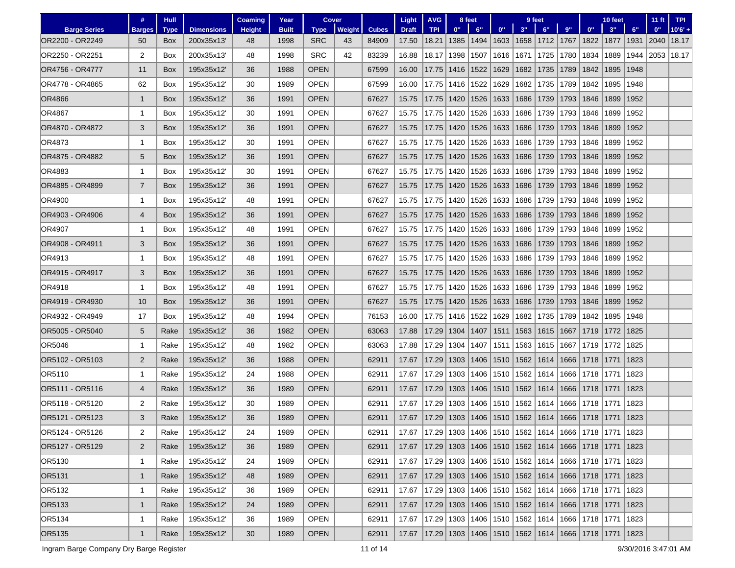| Barge Series | # Barges | Hull Type | Dimensions | Coaming Height | Year Built | Cover Type | Cover Weight | Cubes | Light Draft | AVG TPI | 8 feet 0" | 8 feet 6" | 9 feet 0" | 9 feet 3" | 9 feet 6" | 9 feet 9" | 10 feet 0" | 10 feet 3" | 10 feet 6" | 11 ft 0" | TPI 10'6" + |
|---|---|---|---|---|---|---|---|---|---|---|---|---|---|---|---|---|---|---|---|---|---|
| OR2200 - OR2249 | 50 | Box | 200x35x13' | 48 | 1998 | SRC | 43 | 84909 | 17.50 | 18.21 | 1385 | 1494 | 1603 | 1658 | 1712 | 1767 | 1822 | 1877 | 1931 | 2040 | 18.17 |
| OR2250 - OR2251 | 2 | Box | 200x35x13' | 48 | 1998 | SRC | 42 | 83239 | 16.88 | 18.17 | 1398 | 1507 | 1616 | 1671 | 1725 | 1780 | 1834 | 1889 | 1944 | 2053 | 18.17 |
| OR4756 - OR4777 | 11 | Box | 195x35x12' | 36 | 1988 | OPEN | | 67599 | 16.00 | 17.75 | 1416 | 1522 | 1629 | 1682 | 1735 | 1789 | 1842 | 1895 | 1948 | | |
| OR4778 - OR4865 | 62 | Box | 195x35x12' | 30 | 1989 | OPEN | | 67599 | 16.00 | 17.75 | 1416 | 1522 | 1629 | 1682 | 1735 | 1789 | 1842 | 1895 | 1948 | | |
| OR4866 | 1 | Box | 195x35x12' | 36 | 1991 | OPEN | | 67627 | 15.75 | 17.75 | 1420 | 1526 | 1633 | 1686 | 1739 | 1793 | 1846 | 1899 | 1952 | | |
| OR4867 | 1 | Box | 195x35x12' | 30 | 1991 | OPEN | | 67627 | 15.75 | 17.75 | 1420 | 1526 | 1633 | 1686 | 1739 | 1793 | 1846 | 1899 | 1952 | | |
| OR4870 - OR4872 | 3 | Box | 195x35x12' | 36 | 1991 | OPEN | | 67627 | 15.75 | 17.75 | 1420 | 1526 | 1633 | 1686 | 1739 | 1793 | 1846 | 1899 | 1952 | | |
| OR4873 | 1 | Box | 195x35x12' | 30 | 1991 | OPEN | | 67627 | 15.75 | 17.75 | 1420 | 1526 | 1633 | 1686 | 1739 | 1793 | 1846 | 1899 | 1952 | | |
| OR4875 - OR4882 | 5 | Box | 195x35x12' | 36 | 1991 | OPEN | | 67627 | 15.75 | 17.75 | 1420 | 1526 | 1633 | 1686 | 1739 | 1793 | 1846 | 1899 | 1952 | | |
| OR4883 | 1 | Box | 195x35x12' | 30 | 1991 | OPEN | | 67627 | 15.75 | 17.75 | 1420 | 1526 | 1633 | 1686 | 1739 | 1793 | 1846 | 1899 | 1952 | | |
| OR4885 - OR4899 | 7 | Box | 195x35x12' | 36 | 1991 | OPEN | | 67627 | 15.75 | 17.75 | 1420 | 1526 | 1633 | 1686 | 1739 | 1793 | 1846 | 1899 | 1952 | | |
| OR4900 | 1 | Box | 195x35x12' | 48 | 1991 | OPEN | | 67627 | 15.75 | 17.75 | 1420 | 1526 | 1633 | 1686 | 1739 | 1793 | 1846 | 1899 | 1952 | | |
| OR4903 - OR4906 | 4 | Box | 195x35x12' | 36 | 1991 | OPEN | | 67627 | 15.75 | 17.75 | 1420 | 1526 | 1633 | 1686 | 1739 | 1793 | 1846 | 1899 | 1952 | | |
| OR4907 | 1 | Box | 195x35x12' | 48 | 1991 | OPEN | | 67627 | 15.75 | 17.75 | 1420 | 1526 | 1633 | 1686 | 1739 | 1793 | 1846 | 1899 | 1952 | | |
| OR4908 - OR4911 | 3 | Box | 195x35x12' | 36 | 1991 | OPEN | | 67627 | 15.75 | 17.75 | 1420 | 1526 | 1633 | 1686 | 1739 | 1793 | 1846 | 1899 | 1952 | | |
| OR4913 | 1 | Box | 195x35x12' | 48 | 1991 | OPEN | | 67627 | 15.75 | 17.75 | 1420 | 1526 | 1633 | 1686 | 1739 | 1793 | 1846 | 1899 | 1952 | | |
| OR4915 - OR4917 | 3 | Box | 195x35x12' | 36 | 1991 | OPEN | | 67627 | 15.75 | 17.75 | 1420 | 1526 | 1633 | 1686 | 1739 | 1793 | 1846 | 1899 | 1952 | | |
| OR4918 | 1 | Box | 195x35x12' | 48 | 1991 | OPEN | | 67627 | 15.75 | 17.75 | 1420 | 1526 | 1633 | 1686 | 1739 | 1793 | 1846 | 1899 | 1952 | | |
| OR4919 - OR4930 | 10 | Box | 195x35x12' | 36 | 1991 | OPEN | | 67627 | 15.75 | 17.75 | 1420 | 1526 | 1633 | 1686 | 1739 | 1793 | 1846 | 1899 | 1952 | | |
| OR4932 - OR4949 | 17 | Box | 195x35x12' | 48 | 1994 | OPEN | | 76153 | 16.00 | 17.75 | 1416 | 1522 | 1629 | 1682 | 1735 | 1789 | 1842 | 1895 | 1948 | | |
| OR5005 - OR5040 | 5 | Rake | 195x35x12' | 36 | 1982 | OPEN | | 63063 | 17.88 | 17.29 | 1304 | 1407 | 1511 | 1563 | 1615 | 1667 | 1719 | 1772 | 1825 | | |
| OR5046 | 1 | Rake | 195x35x12' | 48 | 1982 | OPEN | | 63063 | 17.88 | 17.29 | 1304 | 1407 | 1511 | 1563 | 1615 | 1667 | 1719 | 1772 | 1825 | | |
| OR5102 - OR5103 | 2 | Rake | 195x35x12' | 36 | 1988 | OPEN | | 62911 | 17.67 | 17.29 | 1303 | 1406 | 1510 | 1562 | 1614 | 1666 | 1718 | 1771 | 1823 | | |
| OR5110 | 1 | Rake | 195x35x12' | 24 | 1988 | OPEN | | 62911 | 17.67 | 17.29 | 1303 | 1406 | 1510 | 1562 | 1614 | 1666 | 1718 | 1771 | 1823 | | |
| OR5111 - OR5116 | 4 | Rake | 195x35x12' | 36 | 1989 | OPEN | | 62911 | 17.67 | 17.29 | 1303 | 1406 | 1510 | 1562 | 1614 | 1666 | 1718 | 1771 | 1823 | | |
| OR5118 - OR5120 | 2 | Rake | 195x35x12' | 30 | 1989 | OPEN | | 62911 | 17.67 | 17.29 | 1303 | 1406 | 1510 | 1562 | 1614 | 1666 | 1718 | 1771 | 1823 | | |
| OR5121 - OR5123 | 3 | Rake | 195x35x12' | 36 | 1989 | OPEN | | 62911 | 17.67 | 17.29 | 1303 | 1406 | 1510 | 1562 | 1614 | 1666 | 1718 | 1771 | 1823 | | |
| OR5124 - OR5126 | 2 | Rake | 195x35x12' | 24 | 1989 | OPEN | | 62911 | 17.67 | 17.29 | 1303 | 1406 | 1510 | 1562 | 1614 | 1666 | 1718 | 1771 | 1823 | | |
| OR5127 - OR5129 | 2 | Rake | 195x35x12' | 36 | 1989 | OPEN | | 62911 | 17.67 | 17.29 | 1303 | 1406 | 1510 | 1562 | 1614 | 1666 | 1718 | 1771 | 1823 | | |
| OR5130 | 1 | Rake | 195x35x12' | 24 | 1989 | OPEN | | 62911 | 17.67 | 17.29 | 1303 | 1406 | 1510 | 1562 | 1614 | 1666 | 1718 | 1771 | 1823 | | |
| OR5131 | 1 | Rake | 195x35x12' | 48 | 1989 | OPEN | | 62911 | 17.67 | 17.29 | 1303 | 1406 | 1510 | 1562 | 1614 | 1666 | 1718 | 1771 | 1823 | | |
| OR5132 | 1 | Rake | 195x35x12' | 36 | 1989 | OPEN | | 62911 | 17.67 | 17.29 | 1303 | 1406 | 1510 | 1562 | 1614 | 1666 | 1718 | 1771 | 1823 | | |
| OR5133 | 1 | Rake | 195x35x12' | 24 | 1989 | OPEN | | 62911 | 17.67 | 17.29 | 1303 | 1406 | 1510 | 1562 | 1614 | 1666 | 1718 | 1771 | 1823 | | |
| OR5134 | 1 | Rake | 195x35x12' | 36 | 1989 | OPEN | | 62911 | 17.67 | 17.29 | 1303 | 1406 | 1510 | 1562 | 1614 | 1666 | 1718 | 1771 | 1823 | | |
| OR5135 | 1 | Rake | 195x35x12' | 30 | 1989 | OPEN | | 62911 | 17.67 | 17.29 | 1303 | 1406 | 1510 | 1562 | 1614 | 1666 | 1718 | 1771 | 1823 | | |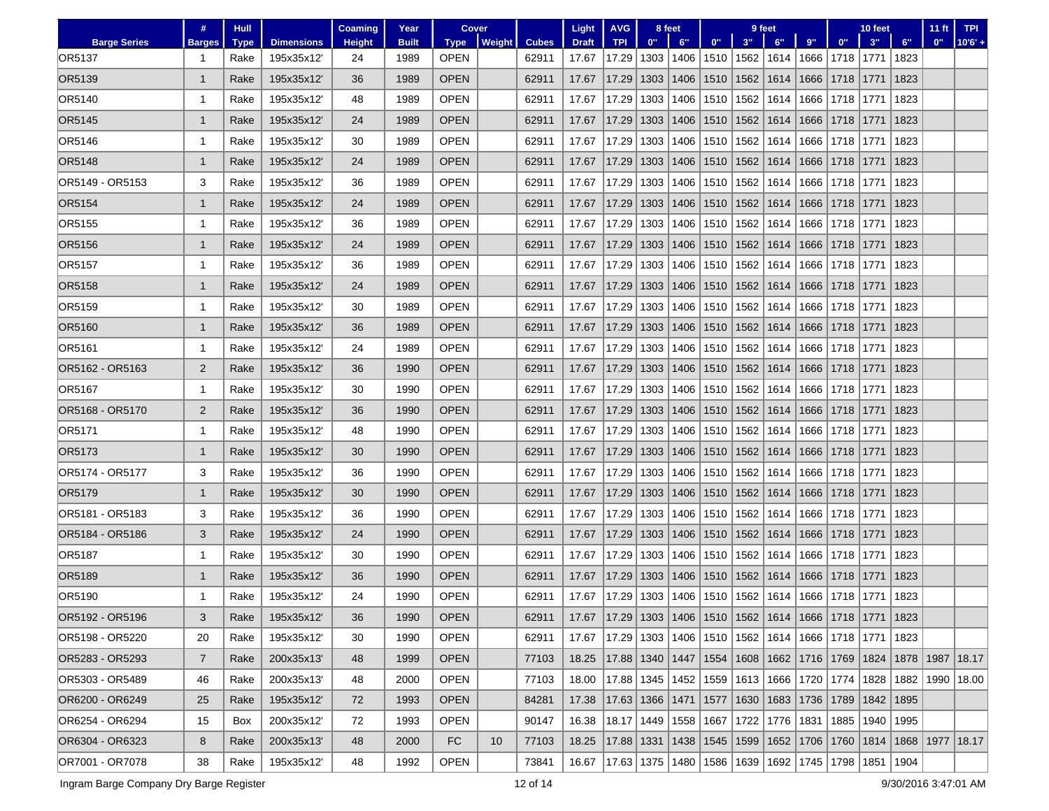| Barge Series | # Barges | Hull Type | Dimensions | Coaming Height | Year Built | Cover Type | Cover Weight | Cubes | Light Draft | AVG TPI | 8 feet 0" | 8 feet 6" | 9 feet 0" | 9 feet 3" | 9 feet 6" | 9 feet 9" | 10 feet 0" | 10 feet 3" | 10 feet 6" | 11 ft 0" | TPI 10'6' + |
|---|---|---|---|---|---|---|---|---|---|---|---|---|---|---|---|---|---|---|---|---|---|
| OR5137 | 1 | Rake | 195x35x12' | 24 | 1989 | OPEN | | 62911 | 17.67 | 17.29 | 1303 | 1406 | 1510 | 1562 | 1614 | 1666 | 1718 | 1771 | 1823 | | |
| OR5139 | 1 | Rake | 195x35x12' | 36 | 1989 | OPEN | | 62911 | 17.67 | 17.29 | 1303 | 1406 | 1510 | 1562 | 1614 | 1666 | 1718 | 1771 | 1823 | | |
| OR5140 | 1 | Rake | 195x35x12' | 48 | 1989 | OPEN | | 62911 | 17.67 | 17.29 | 1303 | 1406 | 1510 | 1562 | 1614 | 1666 | 1718 | 1771 | 1823 | | |
| OR5145 | 1 | Rake | 195x35x12' | 24 | 1989 | OPEN | | 62911 | 17.67 | 17.29 | 1303 | 1406 | 1510 | 1562 | 1614 | 1666 | 1718 | 1771 | 1823 | | |
| OR5146 | 1 | Rake | 195x35x12' | 30 | 1989 | OPEN | | 62911 | 17.67 | 17.29 | 1303 | 1406 | 1510 | 1562 | 1614 | 1666 | 1718 | 1771 | 1823 | | |
| OR5148 | 1 | Rake | 195x35x12' | 24 | 1989 | OPEN | | 62911 | 17.67 | 17.29 | 1303 | 1406 | 1510 | 1562 | 1614 | 1666 | 1718 | 1771 | 1823 | | |
| OR5149 - OR5153 | 3 | Rake | 195x35x12' | 36 | 1989 | OPEN | | 62911 | 17.67 | 17.29 | 1303 | 1406 | 1510 | 1562 | 1614 | 1666 | 1718 | 1771 | 1823 | | |
| OR5154 | 1 | Rake | 195x35x12' | 24 | 1989 | OPEN | | 62911 | 17.67 | 17.29 | 1303 | 1406 | 1510 | 1562 | 1614 | 1666 | 1718 | 1771 | 1823 | | |
| OR5155 | 1 | Rake | 195x35x12' | 36 | 1989 | OPEN | | 62911 | 17.67 | 17.29 | 1303 | 1406 | 1510 | 1562 | 1614 | 1666 | 1718 | 1771 | 1823 | | |
| OR5156 | 1 | Rake | 195x35x12' | 24 | 1989 | OPEN | | 62911 | 17.67 | 17.29 | 1303 | 1406 | 1510 | 1562 | 1614 | 1666 | 1718 | 1771 | 1823 | | |
| OR5157 | 1 | Rake | 195x35x12' | 36 | 1989 | OPEN | | 62911 | 17.67 | 17.29 | 1303 | 1406 | 1510 | 1562 | 1614 | 1666 | 1718 | 1771 | 1823 | | |
| OR5158 | 1 | Rake | 195x35x12' | 24 | 1989 | OPEN | | 62911 | 17.67 | 17.29 | 1303 | 1406 | 1510 | 1562 | 1614 | 1666 | 1718 | 1771 | 1823 | | |
| OR5159 | 1 | Rake | 195x35x12' | 30 | 1989 | OPEN | | 62911 | 17.67 | 17.29 | 1303 | 1406 | 1510 | 1562 | 1614 | 1666 | 1718 | 1771 | 1823 | | |
| OR5160 | 1 | Rake | 195x35x12' | 36 | 1989 | OPEN | | 62911 | 17.67 | 17.29 | 1303 | 1406 | 1510 | 1562 | 1614 | 1666 | 1718 | 1771 | 1823 | | |
| OR5161 | 1 | Rake | 195x35x12' | 24 | 1989 | OPEN | | 62911 | 17.67 | 17.29 | 1303 | 1406 | 1510 | 1562 | 1614 | 1666 | 1718 | 1771 | 1823 | | |
| OR5162 - OR5163 | 2 | Rake | 195x35x12' | 36 | 1990 | OPEN | | 62911 | 17.67 | 17.29 | 1303 | 1406 | 1510 | 1562 | 1614 | 1666 | 1718 | 1771 | 1823 | | |
| OR5167 | 1 | Rake | 195x35x12' | 30 | 1990 | OPEN | | 62911 | 17.67 | 17.29 | 1303 | 1406 | 1510 | 1562 | 1614 | 1666 | 1718 | 1771 | 1823 | | |
| OR5168 - OR5170 | 2 | Rake | 195x35x12' | 36 | 1990 | OPEN | | 62911 | 17.67 | 17.29 | 1303 | 1406 | 1510 | 1562 | 1614 | 1666 | 1718 | 1771 | 1823 | | |
| OR5171 | 1 | Rake | 195x35x12' | 48 | 1990 | OPEN | | 62911 | 17.67 | 17.29 | 1303 | 1406 | 1510 | 1562 | 1614 | 1666 | 1718 | 1771 | 1823 | | |
| OR5173 | 1 | Rake | 195x35x12' | 30 | 1990 | OPEN | | 62911 | 17.67 | 17.29 | 1303 | 1406 | 1510 | 1562 | 1614 | 1666 | 1718 | 1771 | 1823 | | |
| OR5174 - OR5177 | 3 | Rake | 195x35x12' | 36 | 1990 | OPEN | | 62911 | 17.67 | 17.29 | 1303 | 1406 | 1510 | 1562 | 1614 | 1666 | 1718 | 1771 | 1823 | | |
| OR5179 | 1 | Rake | 195x35x12' | 30 | 1990 | OPEN | | 62911 | 17.67 | 17.29 | 1303 | 1406 | 1510 | 1562 | 1614 | 1666 | 1718 | 1771 | 1823 | | |
| OR5181 - OR5183 | 3 | Rake | 195x35x12' | 36 | 1990 | OPEN | | 62911 | 17.67 | 17.29 | 1303 | 1406 | 1510 | 1562 | 1614 | 1666 | 1718 | 1771 | 1823 | | |
| OR5184 - OR5186 | 3 | Rake | 195x35x12' | 24 | 1990 | OPEN | | 62911 | 17.67 | 17.29 | 1303 | 1406 | 1510 | 1562 | 1614 | 1666 | 1718 | 1771 | 1823 | | |
| OR5187 | 1 | Rake | 195x35x12' | 30 | 1990 | OPEN | | 62911 | 17.67 | 17.29 | 1303 | 1406 | 1510 | 1562 | 1614 | 1666 | 1718 | 1771 | 1823 | | |
| OR5189 | 1 | Rake | 195x35x12' | 36 | 1990 | OPEN | | 62911 | 17.67 | 17.29 | 1303 | 1406 | 1510 | 1562 | 1614 | 1666 | 1718 | 1771 | 1823 | | |
| OR5190 | 1 | Rake | 195x35x12' | 24 | 1990 | OPEN | | 62911 | 17.67 | 17.29 | 1303 | 1406 | 1510 | 1562 | 1614 | 1666 | 1718 | 1771 | 1823 | | |
| OR5192 - OR5196 | 3 | Rake | 195x35x12' | 36 | 1990 | OPEN | | 62911 | 17.67 | 17.29 | 1303 | 1406 | 1510 | 1562 | 1614 | 1666 | 1718 | 1771 | 1823 | | |
| OR5198 - OR5220 | 20 | Rake | 195x35x12' | 30 | 1990 | OPEN | | 62911 | 17.67 | 17.29 | 1303 | 1406 | 1510 | 1562 | 1614 | 1666 | 1718 | 1771 | 1823 | | |
| OR5283 - OR5293 | 7 | Rake | 200x35x13' | 48 | 1999 | OPEN | | 77103 | 18.25 | 17.88 | 1340 | 1447 | 1554 | 1608 | 1662 | 1716 | 1769 | 1824 | 1878 | 1987 | 18.17 |
| OR5303 - OR5489 | 46 | Rake | 200x35x13' | 48 | 2000 | OPEN | | 77103 | 18.00 | 17.88 | 1345 | 1452 | 1559 | 1613 | 1666 | 1720 | 1774 | 1828 | 1882 | 1990 | 18.00 |
| OR6200 - OR6249 | 25 | Rake | 195x35x12' | 72 | 1993 | OPEN | | 84281 | 17.38 | 17.63 | 1366 | 1471 | 1577 | 1630 | 1683 | 1736 | 1789 | 1842 | 1895 | | |
| OR6254 - OR6294 | 15 | Box | 200x35x12' | 72 | 1993 | OPEN | | 90147 | 16.38 | 18.17 | 1449 | 1558 | 1667 | 1722 | 1776 | 1831 | 1885 | 1940 | 1995 | | |
| OR6304 - OR6323 | 8 | Rake | 200x35x13' | 48 | 2000 | FC | 10 | 77103 | 18.25 | 17.88 | 1331 | 1438 | 1545 | 1599 | 1652 | 1706 | 1760 | 1814 | 1868 | 1977 | 18.17 |
| OR7001 - OR7078 | 38 | Rake | 195x35x12' | 48 | 1992 | OPEN | | 73841 | 16.67 | 17.63 | 1375 | 1480 | 1586 | 1639 | 1692 | 1745 | 1798 | 1851 | 1904 | | |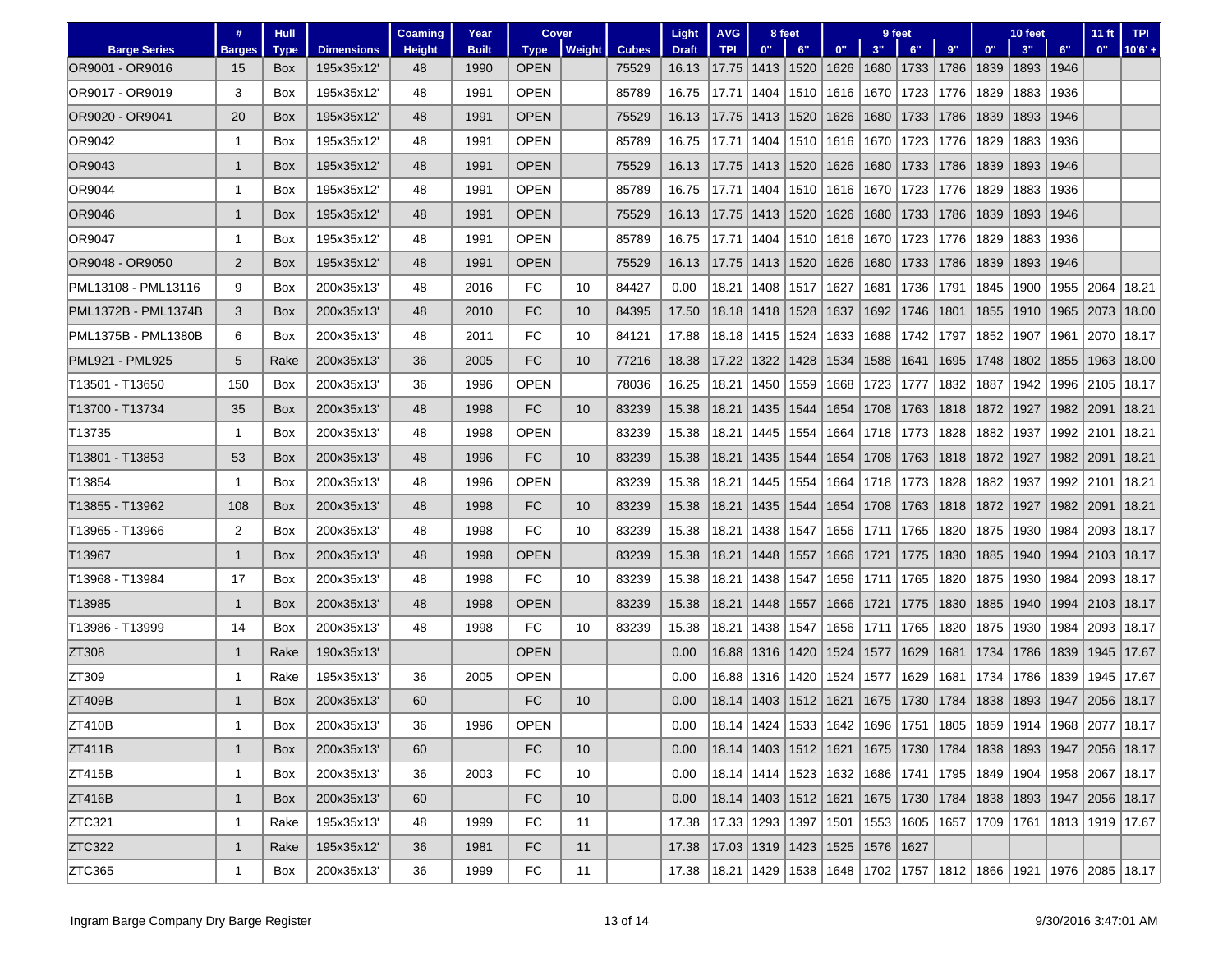| Barge Series | # Barges | Hull Type | Dimensions | Coaming Height | Year Built | Cover Type | Cover Weight | Cubes | Light Draft | AVG TPI | 8 feet 0" | 8 feet 6" | 9 feet 0" | 9 feet 3" | 9 feet 6" | 9 feet 9" | 10 feet 0" | 10 feet 3" | 10 feet 6" | 11 ft 0" | TPI 10'6' + |
|---|---|---|---|---|---|---|---|---|---|---|---|---|---|---|---|---|---|---|---|---|---|
| OR9001 - OR9016 | 15 | Box | 195x35x12' | 48 | 1990 | OPEN | | 75529 | 16.13 | 17.75 | 1413 | 1520 | 1626 | 1680 | 1733 | 1786 | 1839 | 1893 | 1946 | | |
| OR9017 - OR9019 | 3 | Box | 195x35x12' | 48 | 1991 | OPEN | | 85789 | 16.75 | 17.71 | 1404 | 1510 | 1616 | 1670 | 1723 | 1776 | 1829 | 1883 | 1936 | | |
| OR9020 - OR9041 | 20 | Box | 195x35x12' | 48 | 1991 | OPEN | | 75529 | 16.13 | 17.75 | 1413 | 1520 | 1626 | 1680 | 1733 | 1786 | 1839 | 1893 | 1946 | | |
| OR9042 | 1 | Box | 195x35x12' | 48 | 1991 | OPEN | | 85789 | 16.75 | 17.71 | 1404 | 1510 | 1616 | 1670 | 1723 | 1776 | 1829 | 1883 | 1936 | | |
| OR9043 | 1 | Box | 195x35x12' | 48 | 1991 | OPEN | | 75529 | 16.13 | 17.75 | 1413 | 1520 | 1626 | 1680 | 1733 | 1786 | 1839 | 1893 | 1946 | | |
| OR9044 | 1 | Box | 195x35x12' | 48 | 1991 | OPEN | | 85789 | 16.75 | 17.71 | 1404 | 1510 | 1616 | 1670 | 1723 | 1776 | 1829 | 1883 | 1936 | | |
| OR9046 | 1 | Box | 195x35x12' | 48 | 1991 | OPEN | | 75529 | 16.13 | 17.75 | 1413 | 1520 | 1626 | 1680 | 1733 | 1786 | 1839 | 1893 | 1946 | | |
| OR9047 | 1 | Box | 195x35x12' | 48 | 1991 | OPEN | | 85789 | 16.75 | 17.71 | 1404 | 1510 | 1616 | 1670 | 1723 | 1776 | 1829 | 1883 | 1936 | | |
| OR9048 - OR9050 | 2 | Box | 195x35x12' | 48 | 1991 | OPEN | | 75529 | 16.13 | 17.75 | 1413 | 1520 | 1626 | 1680 | 1733 | 1786 | 1839 | 1893 | 1946 | | |
| PML13108 - PML13116 | 9 | Box | 200x35x13' | 48 | 2016 | FC | 10 | 84427 | 0.00 | 18.21 | 1408 | 1517 | 1627 | 1681 | 1736 | 1791 | 1845 | 1900 | 1955 | 2064 | 18.21 |
| PML1372B - PML1374B | 3 | Box | 200x35x13' | 48 | 2010 | FC | 10 | 84395 | 17.50 | 18.18 | 1418 | 1528 | 1637 | 1692 | 1746 | 1801 | 1855 | 1910 | 1965 | 2073 | 18.00 |
| PML1375B - PML1380B | 6 | Box | 200x35x13' | 48 | 2011 | FC | 10 | 84121 | 17.88 | 18.18 | 1415 | 1524 | 1633 | 1688 | 1742 | 1797 | 1852 | 1907 | 1961 | 2070 | 18.17 |
| PML921 - PML925 | 5 | Rake | 200x35x13' | 36 | 2005 | FC | 10 | 77216 | 18.38 | 17.22 | 1322 | 1428 | 1534 | 1588 | 1641 | 1695 | 1748 | 1802 | 1855 | 1963 | 18.00 |
| T13501 - T13650 | 150 | Box | 200x35x13' | 36 | 1996 | OPEN | | 78036 | 16.25 | 18.21 | 1450 | 1559 | 1668 | 1723 | 1777 | 1832 | 1887 | 1942 | 1996 | 2105 | 18.17 |
| T13700 - T13734 | 35 | Box | 200x35x13' | 48 | 1998 | FC | 10 | 83239 | 15.38 | 18.21 | 1435 | 1544 | 1654 | 1708 | 1763 | 1818 | 1872 | 1927 | 1982 | 2091 | 18.21 |
| T13735 | 1 | Box | 200x35x13' | 48 | 1998 | OPEN | | 83239 | 15.38 | 18.21 | 1445 | 1554 | 1664 | 1718 | 1773 | 1828 | 1882 | 1937 | 1992 | 2101 | 18.21 |
| T13801 - T13853 | 53 | Box | 200x35x13' | 48 | 1996 | FC | 10 | 83239 | 15.38 | 18.21 | 1435 | 1544 | 1654 | 1708 | 1763 | 1818 | 1872 | 1927 | 1982 | 2091 | 18.21 |
| T13854 | 1 | Box | 200x35x13' | 48 | 1996 | OPEN | | 83239 | 15.38 | 18.21 | 1445 | 1554 | 1664 | 1718 | 1773 | 1828 | 1882 | 1937 | 1992 | 2101 | 18.21 |
| T13855 - T13962 | 108 | Box | 200x35x13' | 48 | 1998 | FC | 10 | 83239 | 15.38 | 18.21 | 1435 | 1544 | 1654 | 1708 | 1763 | 1818 | 1872 | 1927 | 1982 | 2091 | 18.21 |
| T13965 - T13966 | 2 | Box | 200x35x13' | 48 | 1998 | FC | 10 | 83239 | 15.38 | 18.21 | 1438 | 1547 | 1656 | 1711 | 1765 | 1820 | 1875 | 1930 | 1984 | 2093 | 18.17 |
| T13967 | 1 | Box | 200x35x13' | 48 | 1998 | OPEN | | 83239 | 15.38 | 18.21 | 1448 | 1557 | 1666 | 1721 | 1775 | 1830 | 1885 | 1940 | 1994 | 2103 | 18.17 |
| T13968 - T13984 | 17 | Box | 200x35x13' | 48 | 1998 | FC | 10 | 83239 | 15.38 | 18.21 | 1438 | 1547 | 1656 | 1711 | 1765 | 1820 | 1875 | 1930 | 1984 | 2093 | 18.17 |
| T13985 | 1 | Box | 200x35x13' | 48 | 1998 | OPEN | | 83239 | 15.38 | 18.21 | 1448 | 1557 | 1666 | 1721 | 1775 | 1830 | 1885 | 1940 | 1994 | 2103 | 18.17 |
| T13986 - T13999 | 14 | Box | 200x35x13' | 48 | 1998 | FC | 10 | 83239 | 15.38 | 18.21 | 1438 | 1547 | 1656 | 1711 | 1765 | 1820 | 1875 | 1930 | 1984 | 2093 | 18.17 |
| ZT308 | 1 | Rake | 190x35x13' | | | OPEN | | | 0.00 | 16.88 | 1316 | 1420 | 1524 | 1577 | 1629 | 1681 | 1734 | 1786 | 1839 | 1945 | 17.67 |
| ZT309 | 1 | Rake | 195x35x13' | 36 | 2005 | OPEN | | | 0.00 | 16.88 | 1316 | 1420 | 1524 | 1577 | 1629 | 1681 | 1734 | 1786 | 1839 | 1945 | 17.67 |
| ZT409B | 1 | Box | 200x35x13' | 60 | | FC | 10 | | 0.00 | 18.14 | 1403 | 1512 | 1621 | 1675 | 1730 | 1784 | 1838 | 1893 | 1947 | 2056 | 18.17 |
| ZT410B | 1 | Box | 200x35x13' | 36 | 1996 | OPEN | | | 0.00 | 18.14 | 1424 | 1533 | 1642 | 1696 | 1751 | 1805 | 1859 | 1914 | 1968 | 2077 | 18.17 |
| ZT411B | 1 | Box | 200x35x13' | 60 | | FC | 10 | | 0.00 | 18.14 | 1403 | 1512 | 1621 | 1675 | 1730 | 1784 | 1838 | 1893 | 1947 | 2056 | 18.17 |
| ZT415B | 1 | Box | 200x35x13' | 36 | 2003 | FC | 10 | | 0.00 | 18.14 | 1414 | 1523 | 1632 | 1686 | 1741 | 1795 | 1849 | 1904 | 1958 | 2067 | 18.17 |
| ZT416B | 1 | Box | 200x35x13' | 60 | | FC | 10 | | 0.00 | 18.14 | 1403 | 1512 | 1621 | 1675 | 1730 | 1784 | 1838 | 1893 | 1947 | 2056 | 18.17 |
| ZTC321 | 1 | Rake | 195x35x13' | 48 | 1999 | FC | 11 | | 17.38 | 17.33 | 1293 | 1397 | 1501 | 1553 | 1605 | 1657 | 1709 | 1761 | 1813 | 1919 | 17.67 |
| ZTC322 | 1 | Rake | 195x35x12' | 36 | 1981 | FC | 11 | | 17.38 | 17.03 | 1319 | 1423 | 1525 | 1576 | 1627 | | | | | | |
| ZTC365 | 1 | Box | 200x35x13' | 36 | 1999 | FC | 11 | | 17.38 | 18.21 | 1429 | 1538 | 1648 | 1702 | 1757 | 1812 | 1866 | 1921 | 1976 | 2085 | 18.17 |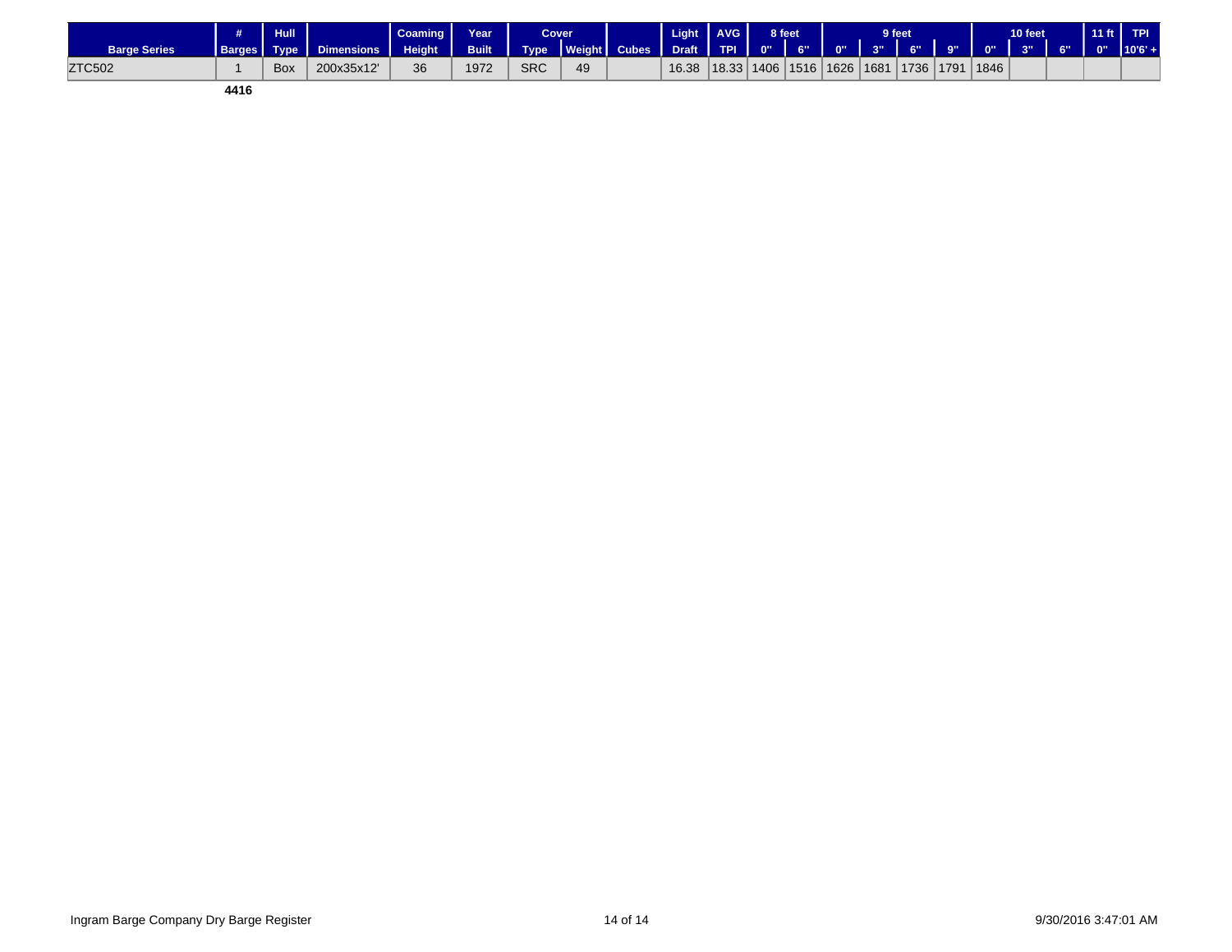| Barge Series | # Barges | Hull Type | Dimensions | Coaming Height | Year Built | Cover Type | Cover Weight | Cubes | Light Draft | AVG TPI | 8 feet 0" | 8 feet 6" | 9 feet 0" | 9 feet 3" | 9 feet 6" | 9 feet 9" | 10 feet 0" | 10 feet 3" | 10 feet 6" | 11 ft 0" | TPI 10'6' + |
|---|---|---|---|---|---|---|---|---|---|---|---|---|---|---|---|---|---|---|---|---|---|
| ZTC502 | 1 | Box | 200x35x12' | 36 | 1972 | SRC | 49 | | 16.38 | 18.33 | 1406 | 1516 | 1626 | 1681 | 1736 | 1791 | 1846 | | | | |
| | **4416** | | | | | | | | | | | | | | | | | | | | |